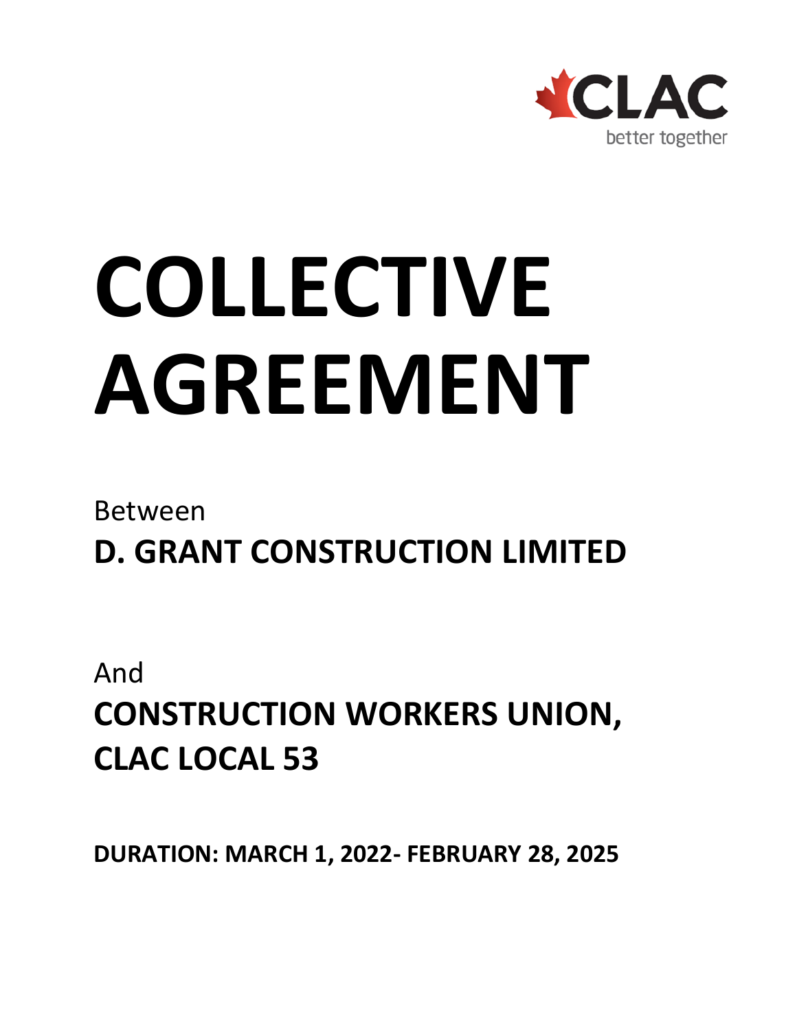CLAC

better together

# COLLECTIVE AGREEMENT

Between

**D. GRANT CONSTRUCTION LIMITED**

And

**CONSTRUCTION WORKERS UNION, CLAC LOCAL 53**

**DURATION: MARCH 1, 2022- FEBRUARY 28, 2025**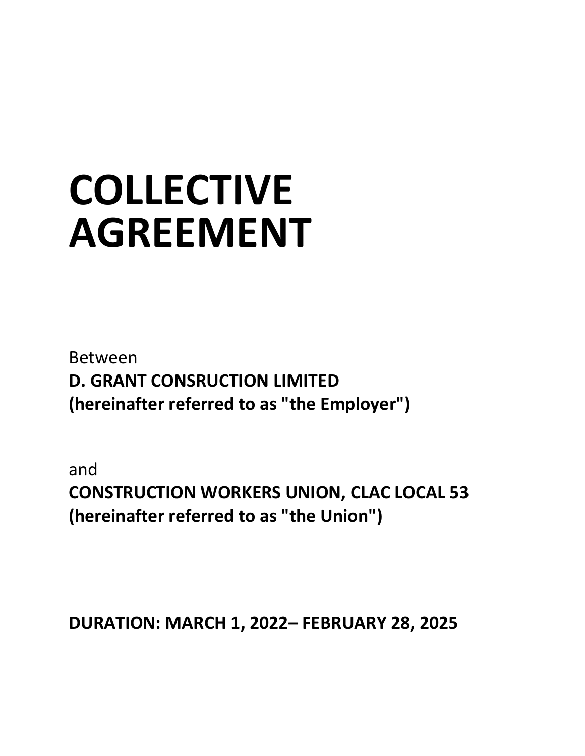# COLLECTIVE AGREEMENT

Between

**D. GRANT CONSRUCTION LIMITED**
**(hereinafter referred to as "the Employer")**

and

**CONSTRUCTION WORKERS UNION, CLAC LOCAL 53**
**(hereinafter referred to as "the Union")**

**DURATION: MARCH 1, 2022– FEBRUARY 28, 2025**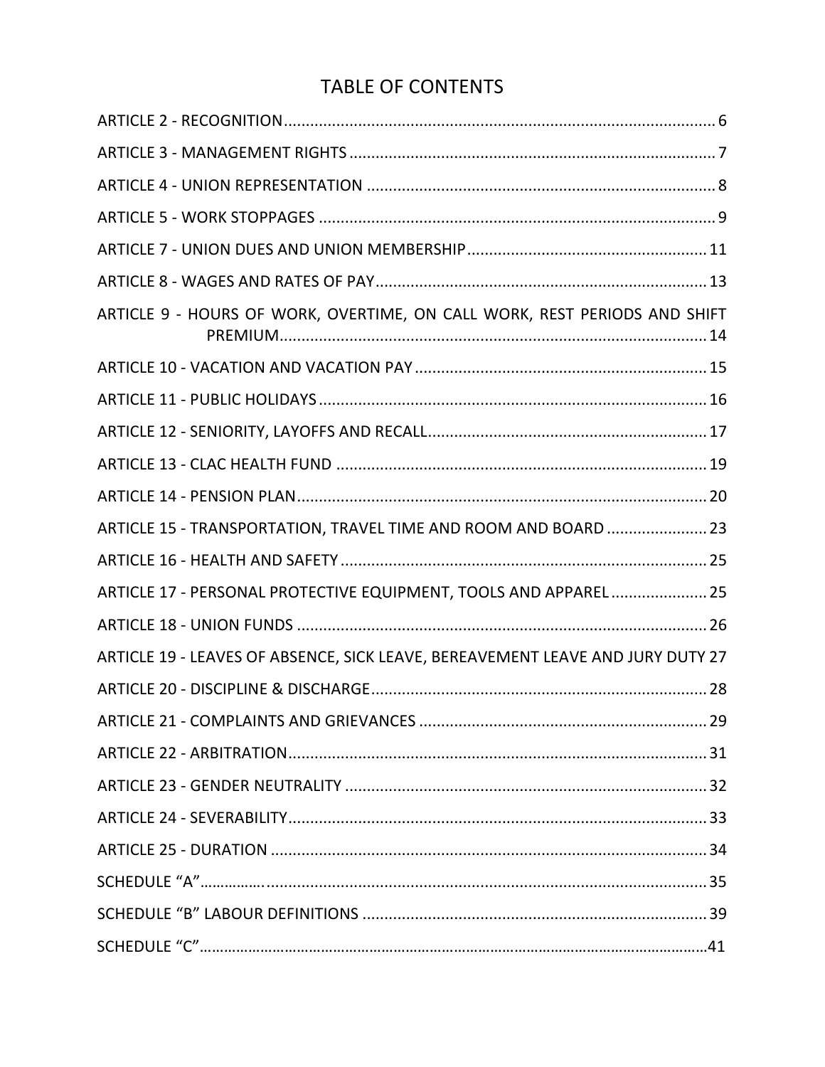# TABLE OF CONTENTS

ARTICLE 2 - RECOGNITION ........................................................ 6

ARTICLE 3 - MANAGEMENT RIGHTS ........................................................ 7

ARTICLE 4 - UNION REPRESENTATION ........................................................ 8

ARTICLE 5 - WORK STOPPAGES ........................................................ 9

ARTICLE 7 - UNION DUES AND UNION MEMBERSHIP ........................................................ 11

ARTICLE 8 - WAGES AND RATES OF PAY ........................................................ 13

ARTICLE 9 - HOURS OF WORK, OVERTIME, ON CALL WORK, REST PERIODS AND SHIFT PREMIUM ........................................................ 14

ARTICLE 10 - VACATION AND VACATION PAY ........................................................ 15

ARTICLE 11 - PUBLIC HOLIDAYS ........................................................ 16

ARTICLE 12 - SENIORITY, LAYOFFS AND RECALL ........................................................ 17

ARTICLE 13 - CLAC HEALTH FUND ........................................................ 19

ARTICLE 14 - PENSION PLAN ........................................................ 20

ARTICLE 15 - TRANSPORTATION, TRAVEL TIME AND ROOM AND BOARD ........................................................ 23

ARTICLE 16 - HEALTH AND SAFETY ........................................................ 25

ARTICLE 17 - PERSONAL PROTECTIVE EQUIPMENT, TOOLS AND APPAREL ........................................................ 25

ARTICLE 18 - UNION FUNDS ........................................................ 26

ARTICLE 19 - LEAVES OF ABSENCE, SICK LEAVE, BEREAVEMENT LEAVE AND JURY DUTY 27

ARTICLE 20 - DISCIPLINE & DISCHARGE ........................................................ 28

ARTICLE 21 - COMPLAINTS AND GRIEVANCES ........................................................ 29

ARTICLE 22 - ARBITRATION ........................................................ 31

ARTICLE 23 - GENDER NEUTRALITY ........................................................ 32

ARTICLE 24 - SEVERABILITY ........................................................ 33

ARTICLE 25 - DURATION ........................................................ 34

SCHEDULE "A" ........................................................ 35

SCHEDULE "B" LABOUR DEFINITIONS ........................................................ 39

SCHEDULE "C" ........................................................ 41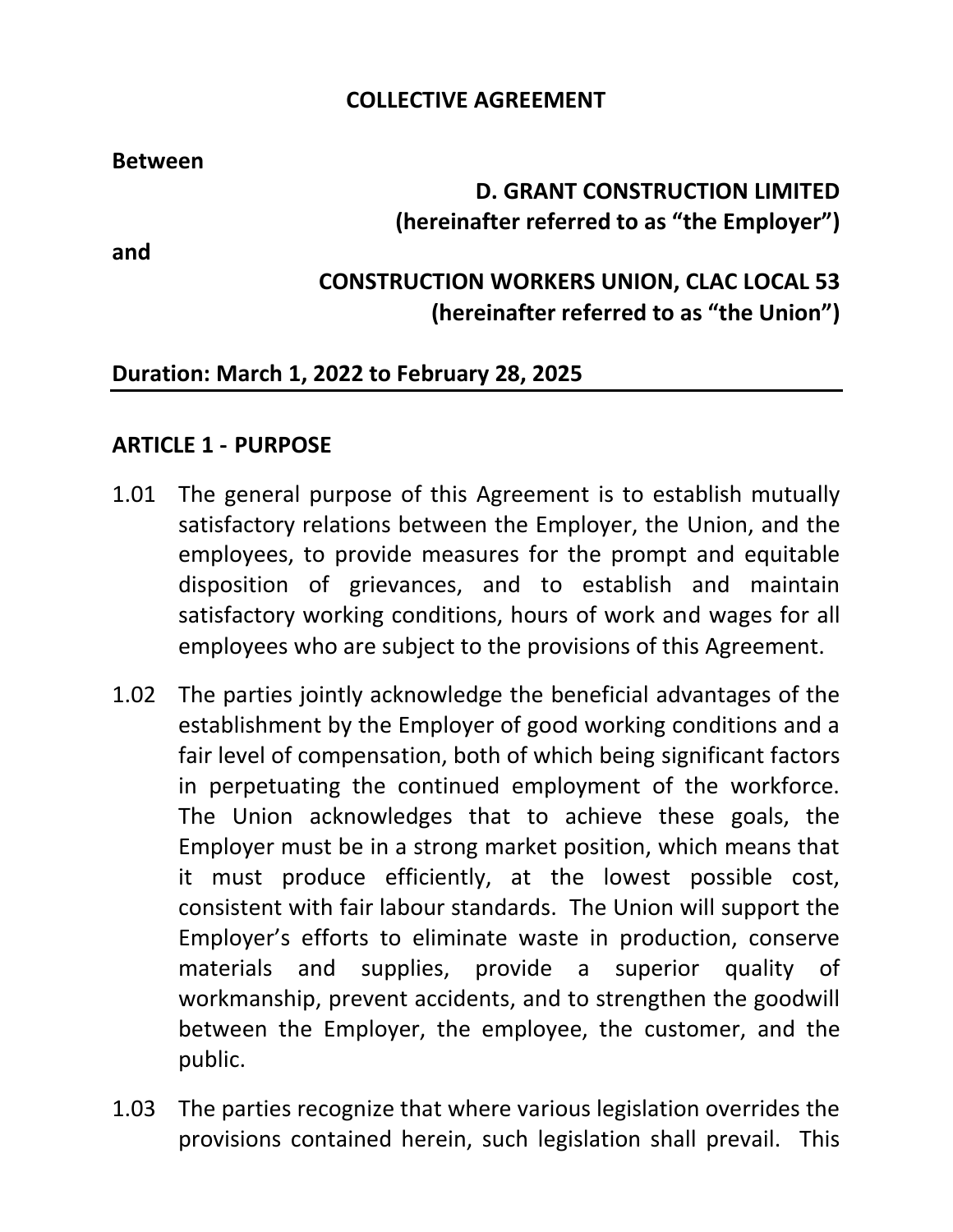# COLLECTIVE AGREEMENT

**Between**

**D. GRANT CONSTRUCTION LIMITED**
**(hereinafter referred to as "the Employer")**

**and**

**CONSTRUCTION WORKERS UNION, CLAC LOCAL 53**
**(hereinafter referred to as "the Union")**

**Duration: March 1, 2022 to February 28, 2025**

---

## ARTICLE 1 - PURPOSE

1.01 The general purpose of this Agreement is to establish mutually satisfactory relations between the Employer, the Union, and the employees, to provide measures for the prompt and equitable disposition of grievances, and to establish and maintain satisfactory working conditions, hours of work and wages for all employees who are subject to the provisions of this Agreement.

1.02 The parties jointly acknowledge the beneficial advantages of the establishment by the Employer of good working conditions and a fair level of compensation, both of which being significant factors in perpetuating the continued employment of the workforce. The Union acknowledges that to achieve these goals, the Employer must be in a strong market position, which means that it must produce efficiently, at the lowest possible cost, consistent with fair labour standards. The Union will support the Employer's efforts to eliminate waste in production, conserve materials and supplies, provide a superior quality of workmanship, prevent accidents, and to strengthen the goodwill between the Employer, the employee, the customer, and the public.

1.03 The parties recognize that where various legislation overrides the provisions contained herein, such legislation shall prevail. This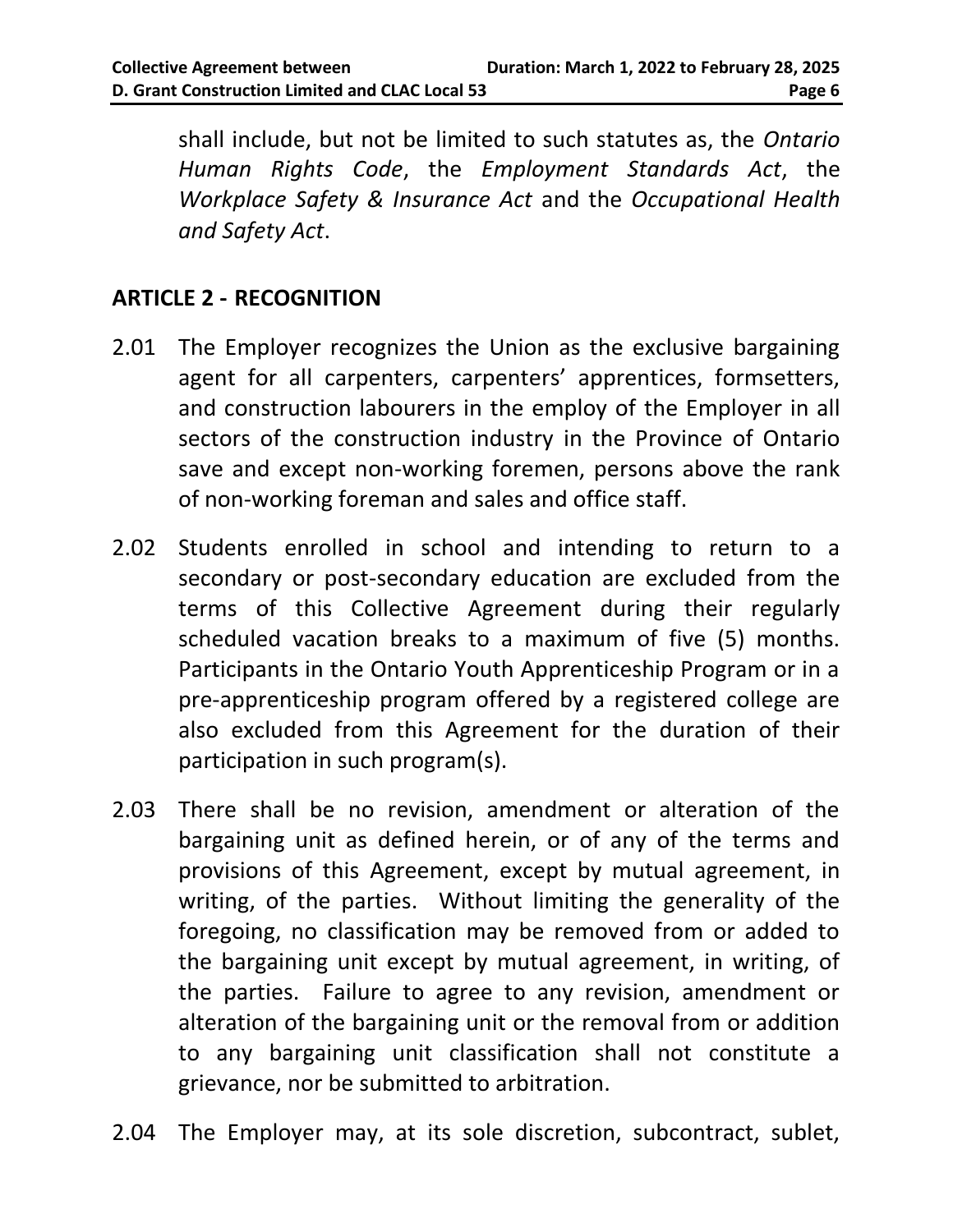shall include, but not be limited to such statutes as, the *Ontario Human Rights Code*, the *Employment Standards Act*, the *Workplace Safety & Insurance Act* and the *Occupational Health and Safety Act*.

## ARTICLE 2 - RECOGNITION

2.01 The Employer recognizes the Union as the exclusive bargaining agent for all carpenters, carpenters' apprentices, formsetters, and construction labourers in the employ of the Employer in all sectors of the construction industry in the Province of Ontario save and except non-working foremen, persons above the rank of non-working foreman and sales and office staff.

2.02 Students enrolled in school and intending to return to a secondary or post-secondary education are excluded from the terms of this Collective Agreement during their regularly scheduled vacation breaks to a maximum of five (5) months. Participants in the Ontario Youth Apprenticeship Program or in a pre-apprenticeship program offered by a registered college are also excluded from this Agreement for the duration of their participation in such program(s).

2.03 There shall be no revision, amendment or alteration of the bargaining unit as defined herein, or of any of the terms and provisions of this Agreement, except by mutual agreement, in writing, of the parties. Without limiting the generality of the foregoing, no classification may be removed from or added to the bargaining unit except by mutual agreement, in writing, of the parties. Failure to agree to any revision, amendment or alteration of the bargaining unit or the removal from or addition to any bargaining unit classification shall not constitute a grievance, nor be submitted to arbitration.

2.04 The Employer may, at its sole discretion, subcontract, sublet,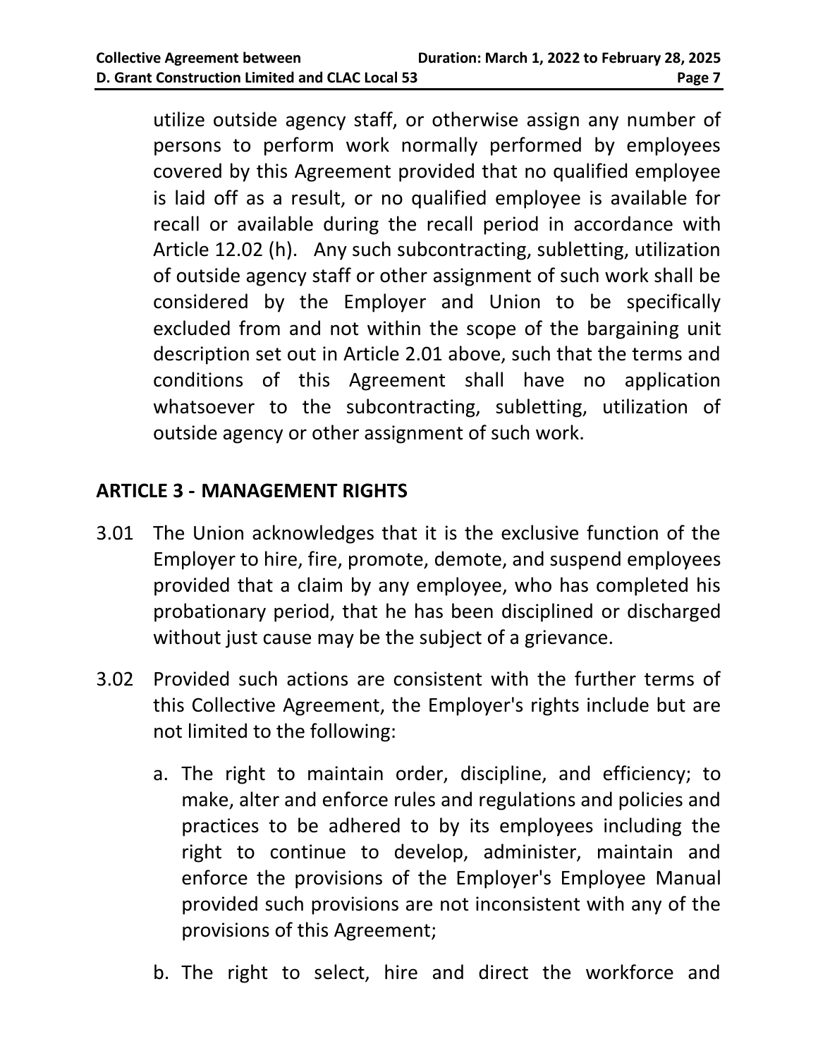utilize outside agency staff, or otherwise assign any number of persons to perform work normally performed by employees covered by this Agreement provided that no qualified employee is laid off as a result, or no qualified employee is available for recall or available during the recall period in accordance with Article 12.02 (h). Any such subcontracting, subletting, utilization of outside agency staff or other assignment of such work shall be considered by the Employer and Union to be specifically excluded from and not within the scope of the bargaining unit description set out in Article 2.01 above, such that the terms and conditions of this Agreement shall have no application whatsoever to the subcontracting, subletting, utilization of outside agency or other assignment of such work.

## ARTICLE 3 - MANAGEMENT RIGHTS

3.01 The Union acknowledges that it is the exclusive function of the Employer to hire, fire, promote, demote, and suspend employees provided that a claim by any employee, who has completed his probationary period, that he has been disciplined or discharged without just cause may be the subject of a grievance.

3.02 Provided such actions are consistent with the further terms of this Collective Agreement, the Employer's rights include but are not limited to the following:

a. The right to maintain order, discipline, and efficiency; to make, alter and enforce rules and regulations and policies and practices to be adhered to by its employees including the right to continue to develop, administer, maintain and enforce the provisions of the Employer's Employee Manual provided such provisions are not inconsistent with any of the provisions of this Agreement;

b. The right to select, hire and direct the workforce and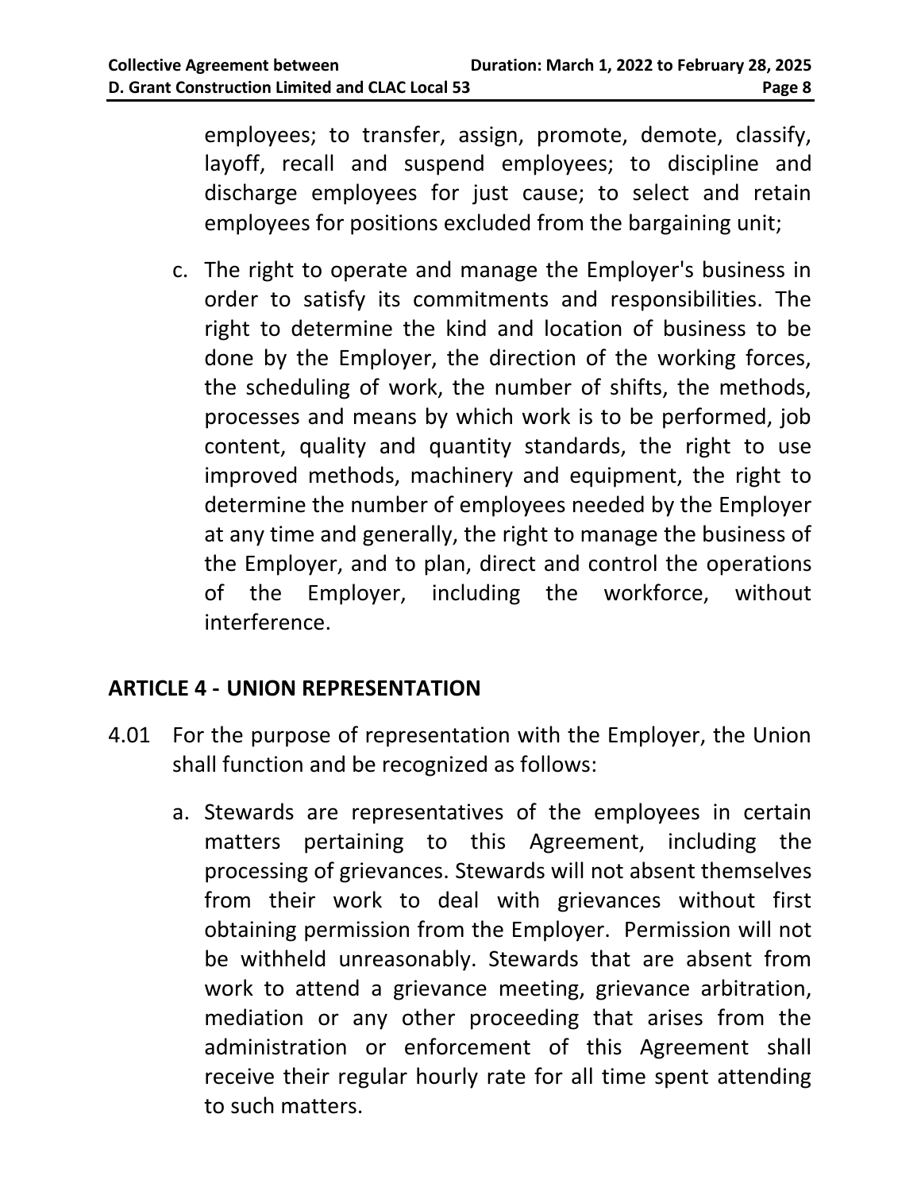employees; to transfer, assign, promote, demote, classify, layoff, recall and suspend employees; to discipline and discharge employees for just cause; to select and retain employees for positions excluded from the bargaining unit;

c. The right to operate and manage the Employer's business in order to satisfy its commitments and responsibilities. The right to determine the kind and location of business to be done by the Employer, the direction of the working forces, the scheduling of work, the number of shifts, the methods, processes and means by which work is to be performed, job content, quality and quantity standards, the right to use improved methods, machinery and equipment, the right to determine the number of employees needed by the Employer at any time and generally, the right to manage the business of the Employer, and to plan, direct and control the operations of the Employer, including the workforce, without interference.

## ARTICLE 4 - UNION REPRESENTATION

4.01 For the purpose of representation with the Employer, the Union shall function and be recognized as follows:

a. Stewards are representatives of the employees in certain matters pertaining to this Agreement, including the processing of grievances. Stewards will not absent themselves from their work to deal with grievances without first obtaining permission from the Employer. Permission will not be withheld unreasonably. Stewards that are absent from work to attend a grievance meeting, grievance arbitration, mediation or any other proceeding that arises from the administration or enforcement of this Agreement shall receive their regular hourly rate for all time spent attending to such matters.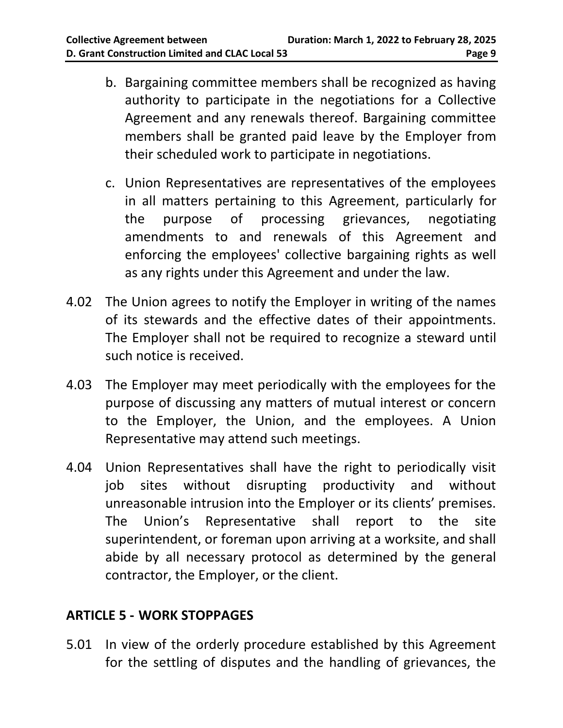b. Bargaining committee members shall be recognized as having authority to participate in the negotiations for a Collective Agreement and any renewals thereof. Bargaining committee members shall be granted paid leave by the Employer from their scheduled work to participate in negotiations.

c. Union Representatives are representatives of the employees in all matters pertaining to this Agreement, particularly for the purpose of processing grievances, negotiating amendments to and renewals of this Agreement and enforcing the employees' collective bargaining rights as well as any rights under this Agreement and under the law.

4.02 The Union agrees to notify the Employer in writing of the names of its stewards and the effective dates of their appointments. The Employer shall not be required to recognize a steward until such notice is received.

4.03 The Employer may meet periodically with the employees for the purpose of discussing any matters of mutual interest or concern to the Employer, the Union, and the employees. A Union Representative may attend such meetings.

4.04 Union Representatives shall have the right to periodically visit job sites without disrupting productivity and without unreasonable intrusion into the Employer or its clients' premises. The Union's Representative shall report to the site superintendent, or foreman upon arriving at a worksite, and shall abide by all necessary protocol as determined by the general contractor, the Employer, or the client.

## ARTICLE 5 - WORK STOPPAGES

5.01 In view of the orderly procedure established by this Agreement for the settling of disputes and the handling of grievances, the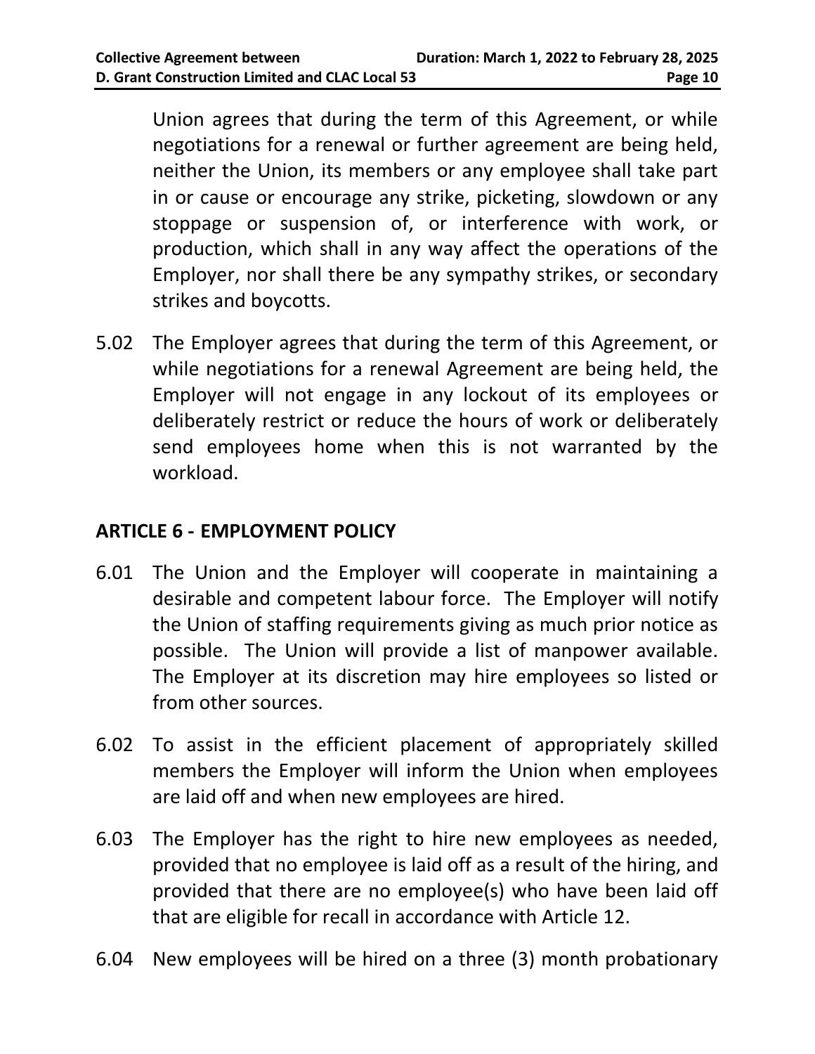Union agrees that during the term of this Agreement, or while negotiations for a renewal or further agreement are being held, neither the Union, its members or any employee shall take part in or cause or encourage any strike, picketing, slowdown or any stoppage or suspension of, or interference with work, or production, which shall in any way affect the operations of the Employer, nor shall there be any sympathy strikes, or secondary strikes and boycotts.

5.02 The Employer agrees that during the term of this Agreement, or while negotiations for a renewal Agreement are being held, the Employer will not engage in any lockout of its employees or deliberately restrict or reduce the hours of work or deliberately send employees home when this is not warranted by the workload.

## ARTICLE 6 - EMPLOYMENT POLICY

6.01 The Union and the Employer will cooperate in maintaining a desirable and competent labour force. The Employer will notify the Union of staffing requirements giving as much prior notice as possible. The Union will provide a list of manpower available. The Employer at its discretion may hire employees so listed or from other sources.

6.02 To assist in the efficient placement of appropriately skilled members the Employer will inform the Union when employees are laid off and when new employees are hired.

6.03 The Employer has the right to hire new employees as needed, provided that no employee is laid off as a result of the hiring, and provided that there are no employee(s) who have been laid off that are eligible for recall in accordance with Article 12.

6.04 New employees will be hired on a three (3) month probationary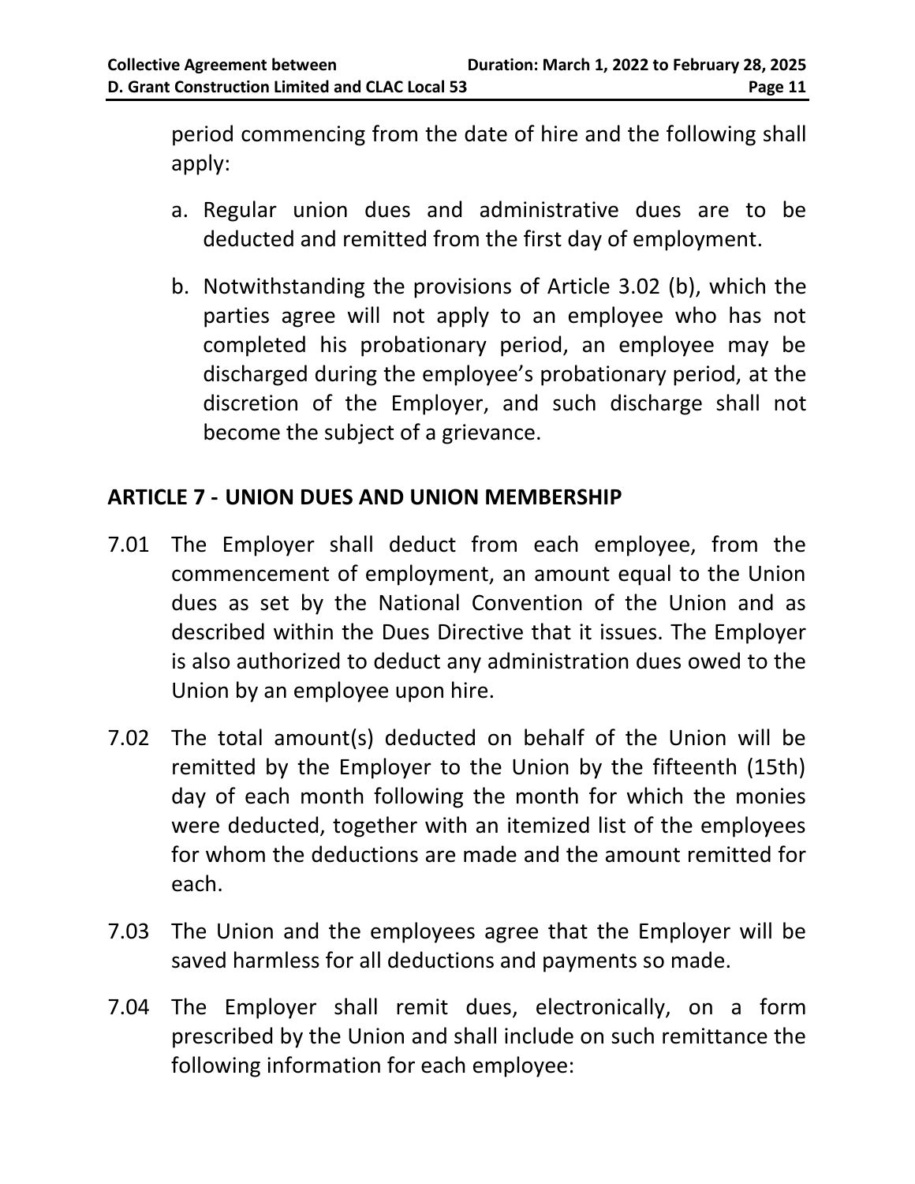period commencing from the date of hire and the following shall apply:

a. Regular union dues and administrative dues are to be deducted and remitted from the first day of employment.

b. Notwithstanding the provisions of Article 3.02 (b), which the parties agree will not apply to an employee who has not completed his probationary period, an employee may be discharged during the employee's probationary period, at the discretion of the Employer, and such discharge shall not become the subject of a grievance.

## ARTICLE 7 - UNION DUES AND UNION MEMBERSHIP

7.01 The Employer shall deduct from each employee, from the commencement of employment, an amount equal to the Union dues as set by the National Convention of the Union and as described within the Dues Directive that it issues. The Employer is also authorized to deduct any administration dues owed to the Union by an employee upon hire.

7.02 The total amount(s) deducted on behalf of the Union will be remitted by the Employer to the Union by the fifteenth (15th) day of each month following the month for which the monies were deducted, together with an itemized list of the employees for whom the deductions are made and the amount remitted for each.

7.03 The Union and the employees agree that the Employer will be saved harmless for all deductions and payments so made.

7.04 The Employer shall remit dues, electronically, on a form prescribed by the Union and shall include on such remittance the following information for each employee: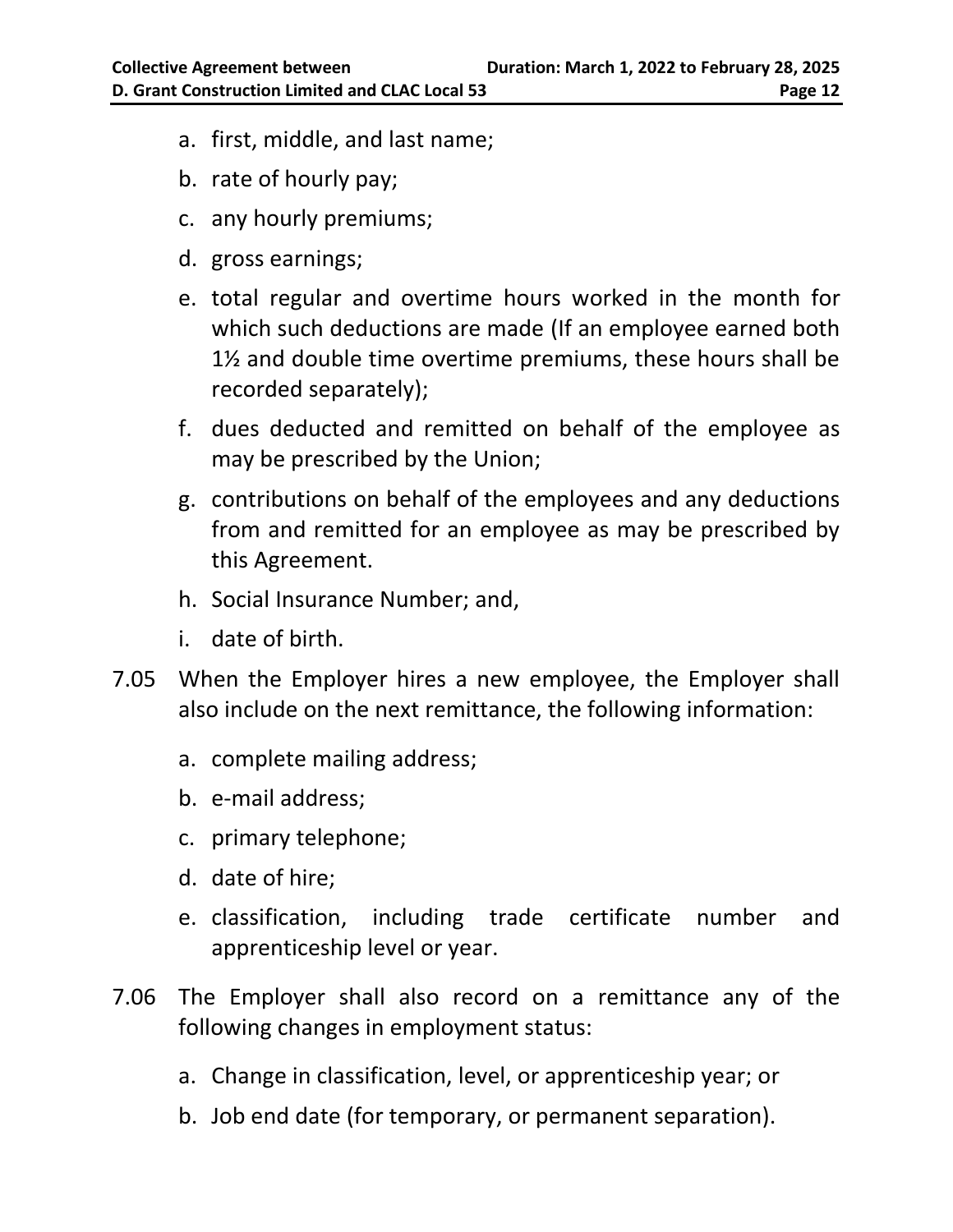a. first, middle, and last name;
b. rate of hourly pay;
c. any hourly premiums;
d. gross earnings;
e. total regular and overtime hours worked in the month for which such deductions are made (If an employee earned both 1½ and double time overtime premiums, these hours shall be recorded separately);
f. dues deducted and remitted on behalf of the employee as may be prescribed by the Union;
g. contributions on behalf of the employees and any deductions from and remitted for an employee as may be prescribed by this Agreement.
h. Social Insurance Number; and,
i. date of birth.

7.05 When the Employer hires a new employee, the Employer shall also include on the next remittance, the following information:

a. complete mailing address;
b. e-mail address;
c. primary telephone;
d. date of hire;
e. classification, including trade certificate number and apprenticeship level or year.

7.06 The Employer shall also record on a remittance any of the following changes in employment status:

a. Change in classification, level, or apprenticeship year; or
b. Job end date (for temporary, or permanent separation).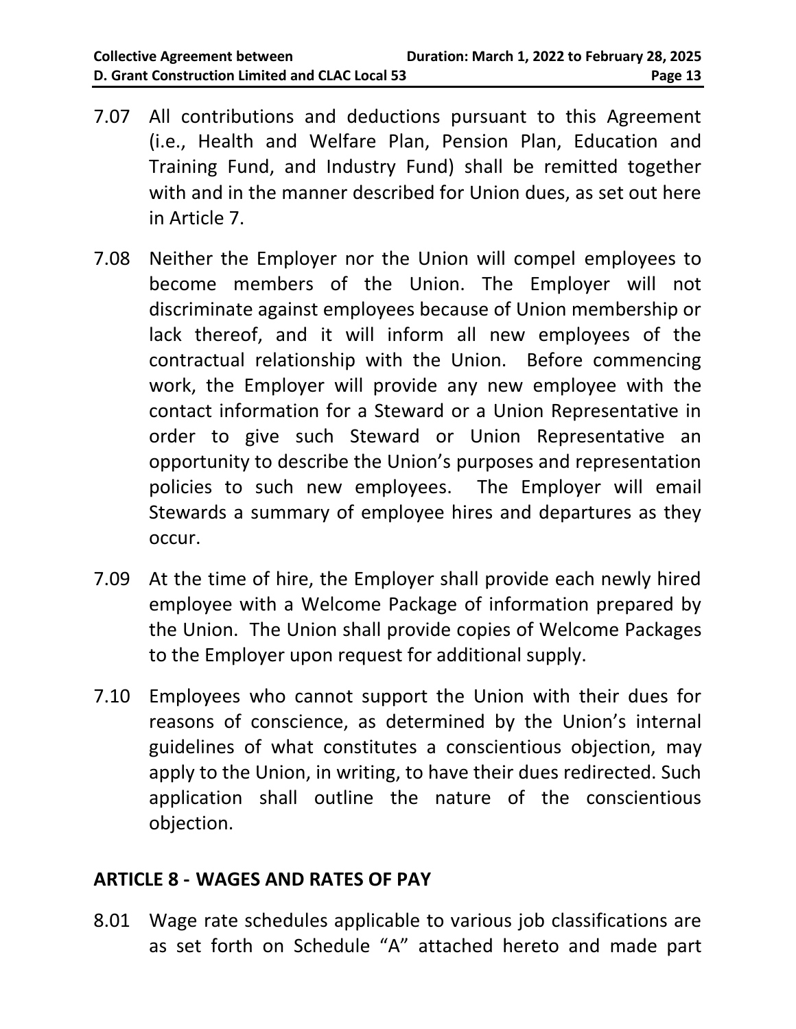7.07 All contributions and deductions pursuant to this Agreement (i.e., Health and Welfare Plan, Pension Plan, Education and Training Fund, and Industry Fund) shall be remitted together with and in the manner described for Union dues, as set out here in Article 7.

7.08 Neither the Employer nor the Union will compel employees to become members of the Union. The Employer will not discriminate against employees because of Union membership or lack thereof, and it will inform all new employees of the contractual relationship with the Union. Before commencing work, the Employer will provide any new employee with the contact information for a Steward or a Union Representative in order to give such Steward or Union Representative an opportunity to describe the Union's purposes and representation policies to such new employees. The Employer will email Stewards a summary of employee hires and departures as they occur.

7.09 At the time of hire, the Employer shall provide each newly hired employee with a Welcome Package of information prepared by the Union. The Union shall provide copies of Welcome Packages to the Employer upon request for additional supply.

7.10 Employees who cannot support the Union with their dues for reasons of conscience, as determined by the Union's internal guidelines of what constitutes a conscientious objection, may apply to the Union, in writing, to have their dues redirected. Such application shall outline the nature of the conscientious objection.

## ARTICLE 8 - WAGES AND RATES OF PAY

8.01 Wage rate schedules applicable to various job classifications are as set forth on Schedule "A" attached hereto and made part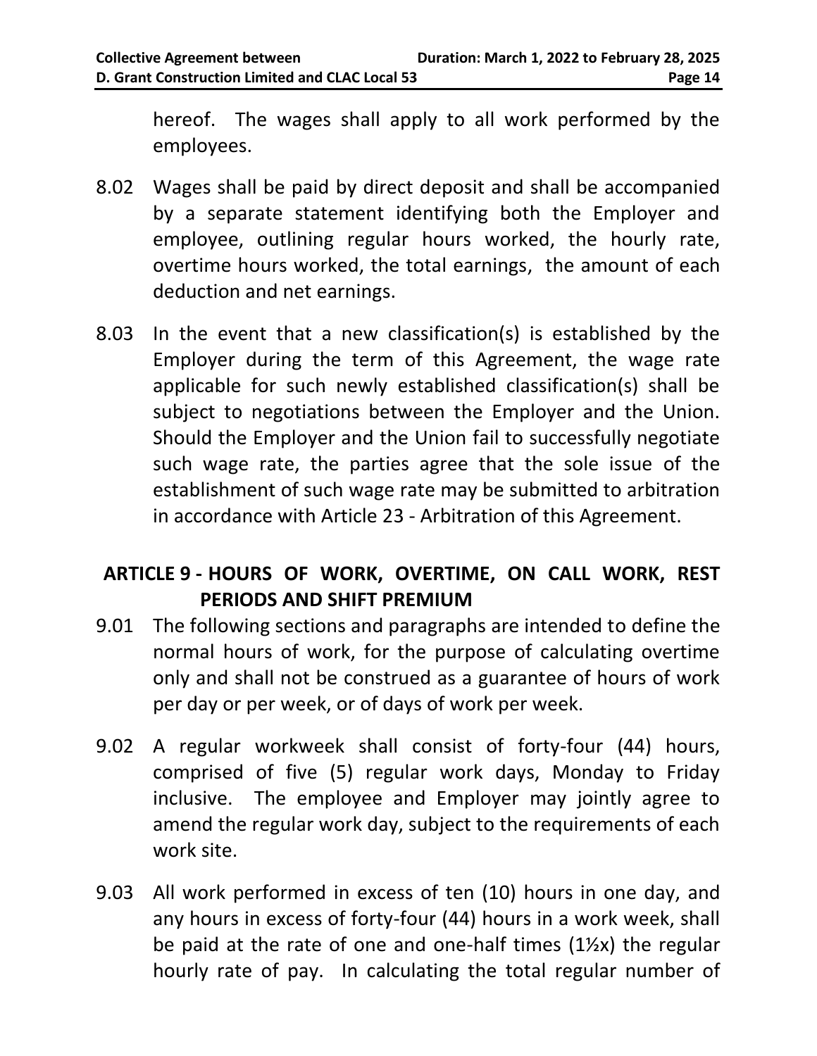hereof. The wages shall apply to all work performed by the employees.

8.02 Wages shall be paid by direct deposit and shall be accompanied by a separate statement identifying both the Employer and employee, outlining regular hours worked, the hourly rate, overtime hours worked, the total earnings, the amount of each deduction and net earnings.

8.03 In the event that a new classification(s) is established by the Employer during the term of this Agreement, the wage rate applicable for such newly established classification(s) shall be subject to negotiations between the Employer and the Union. Should the Employer and the Union fail to successfully negotiate such wage rate, the parties agree that the sole issue of the establishment of such wage rate may be submitted to arbitration in accordance with Article 23 - Arbitration of this Agreement.

## ARTICLE 9 - HOURS OF WORK, OVERTIME, ON CALL WORK, REST PERIODS AND SHIFT PREMIUM

9.01 The following sections and paragraphs are intended to define the normal hours of work, for the purpose of calculating overtime only and shall not be construed as a guarantee of hours of work per day or per week, or of days of work per week.

9.02 A regular workweek shall consist of forty-four (44) hours, comprised of five (5) regular work days, Monday to Friday inclusive. The employee and Employer may jointly agree to amend the regular work day, subject to the requirements of each work site.

9.03 All work performed in excess of ten (10) hours in one day, and any hours in excess of forty-four (44) hours in a work week, shall be paid at the rate of one and one-half times (1½x) the regular hourly rate of pay. In calculating the total regular number of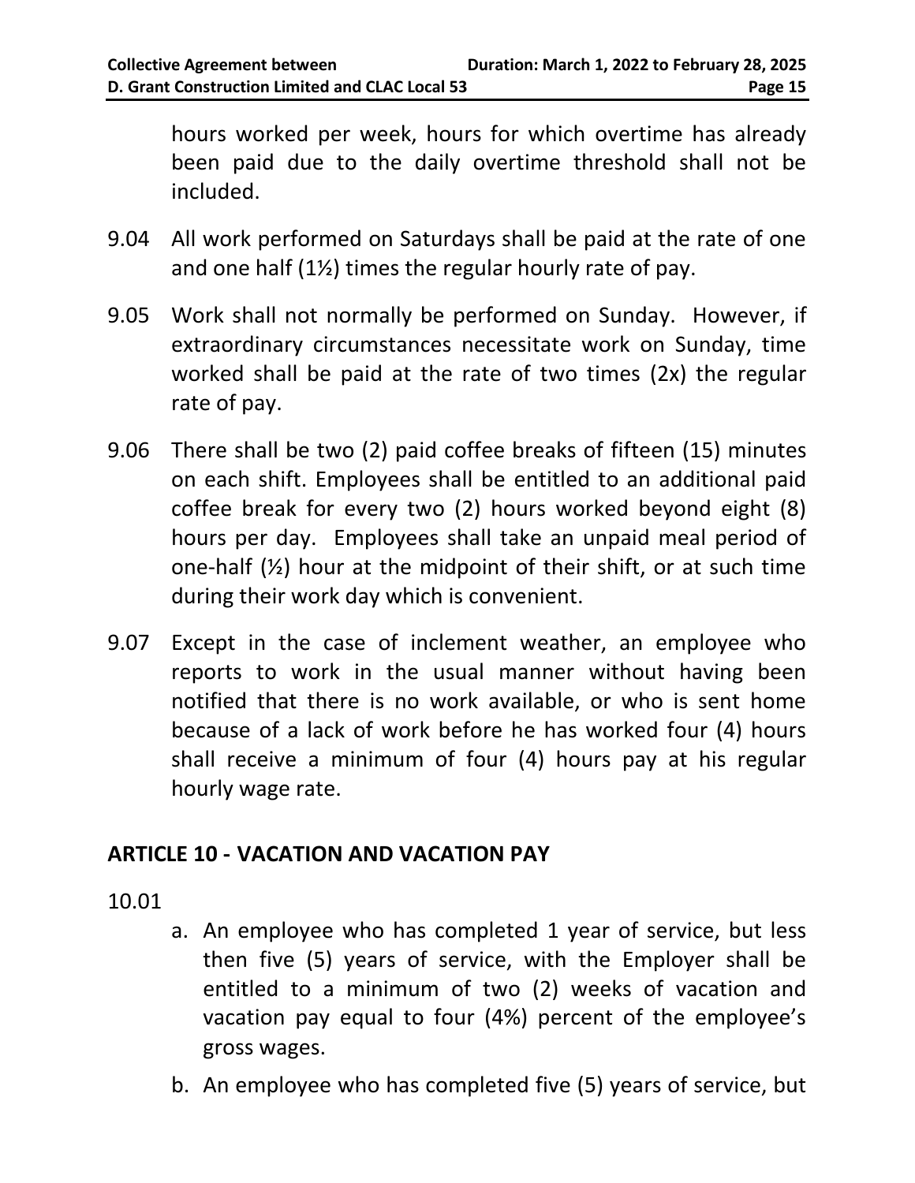hours worked per week, hours for which overtime has already been paid due to the daily overtime threshold shall not be included.

9.04 All work performed on Saturdays shall be paid at the rate of one and one half (1½) times the regular hourly rate of pay.

9.05 Work shall not normally be performed on Sunday. However, if extraordinary circumstances necessitate work on Sunday, time worked shall be paid at the rate of two times (2x) the regular rate of pay.

9.06 There shall be two (2) paid coffee breaks of fifteen (15) minutes on each shift. Employees shall be entitled to an additional paid coffee break for every two (2) hours worked beyond eight (8) hours per day. Employees shall take an unpaid meal period of one-half (½) hour at the midpoint of their shift, or at such time during their work day which is convenient.

9.07 Except in the case of inclement weather, an employee who reports to work in the usual manner without having been notified that there is no work available, or who is sent home because of a lack of work before he has worked four (4) hours shall receive a minimum of four (4) hours pay at his regular hourly wage rate.

## ARTICLE 10 - VACATION AND VACATION PAY

10.01

a. An employee who has completed 1 year of service, but less then five (5) years of service, with the Employer shall be entitled to a minimum of two (2) weeks of vacation and vacation pay equal to four (4%) percent of the employee's gross wages.

b. An employee who has completed five (5) years of service, but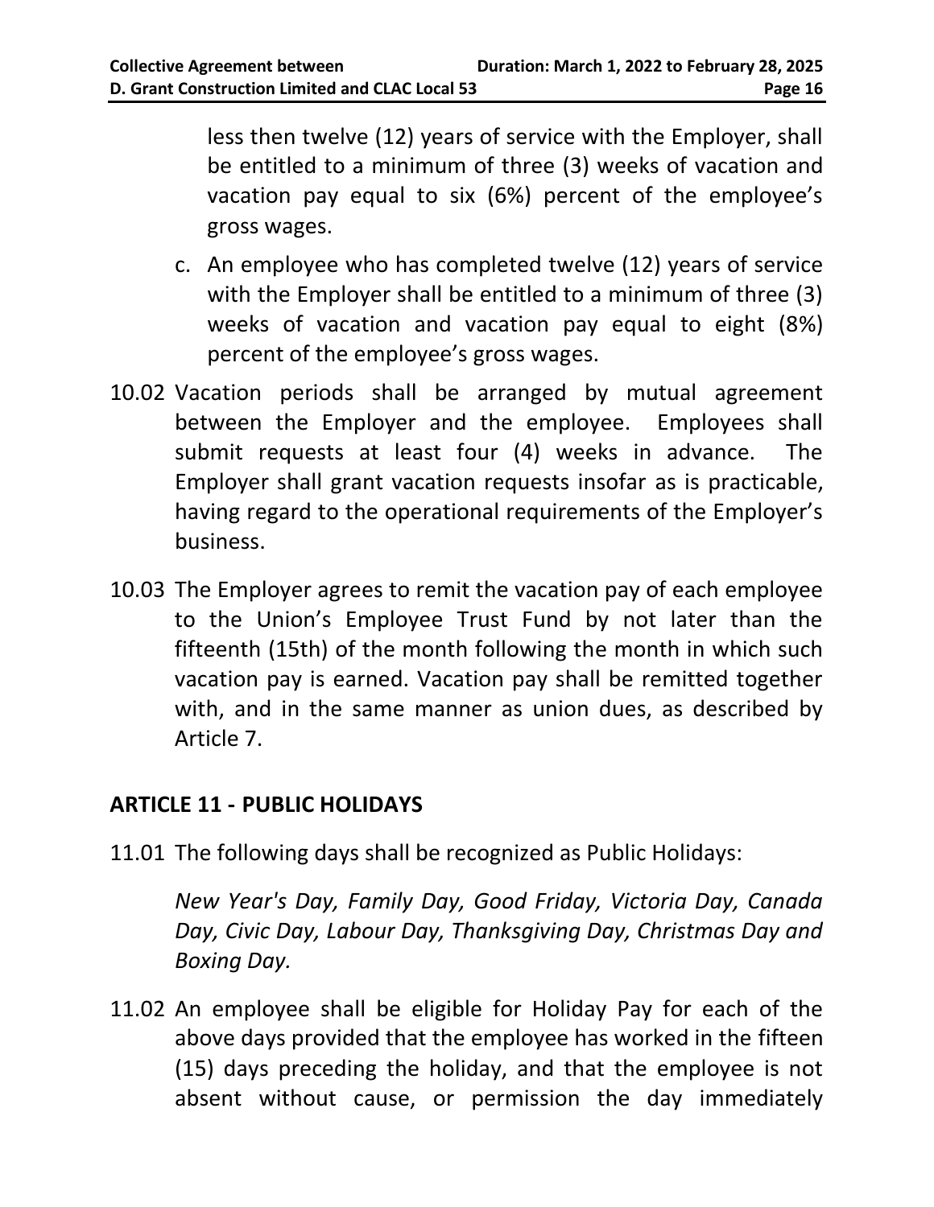less then twelve (12) years of service with the Employer, shall be entitled to a minimum of three (3) weeks of vacation and vacation pay equal to six (6%) percent of the employee's gross wages.

c. An employee who has completed twelve (12) years of service with the Employer shall be entitled to a minimum of three (3) weeks of vacation and vacation pay equal to eight (8%) percent of the employee's gross wages.

10.02 Vacation periods shall be arranged by mutual agreement between the Employer and the employee. Employees shall submit requests at least four (4) weeks in advance. The Employer shall grant vacation requests insofar as is practicable, having regard to the operational requirements of the Employer's business.

10.03 The Employer agrees to remit the vacation pay of each employee to the Union's Employee Trust Fund by not later than the fifteenth (15th) of the month following the month in which such vacation pay is earned. Vacation pay shall be remitted together with, and in the same manner as union dues, as described by Article 7.

## ARTICLE 11 - PUBLIC HOLIDAYS

11.01 The following days shall be recognized as Public Holidays:

*New Year's Day, Family Day, Good Friday, Victoria Day, Canada Day, Civic Day, Labour Day, Thanksgiving Day, Christmas Day and Boxing Day.*

11.02 An employee shall be eligible for Holiday Pay for each of the above days provided that the employee has worked in the fifteen (15) days preceding the holiday, and that the employee is not absent without cause, or permission the day immediately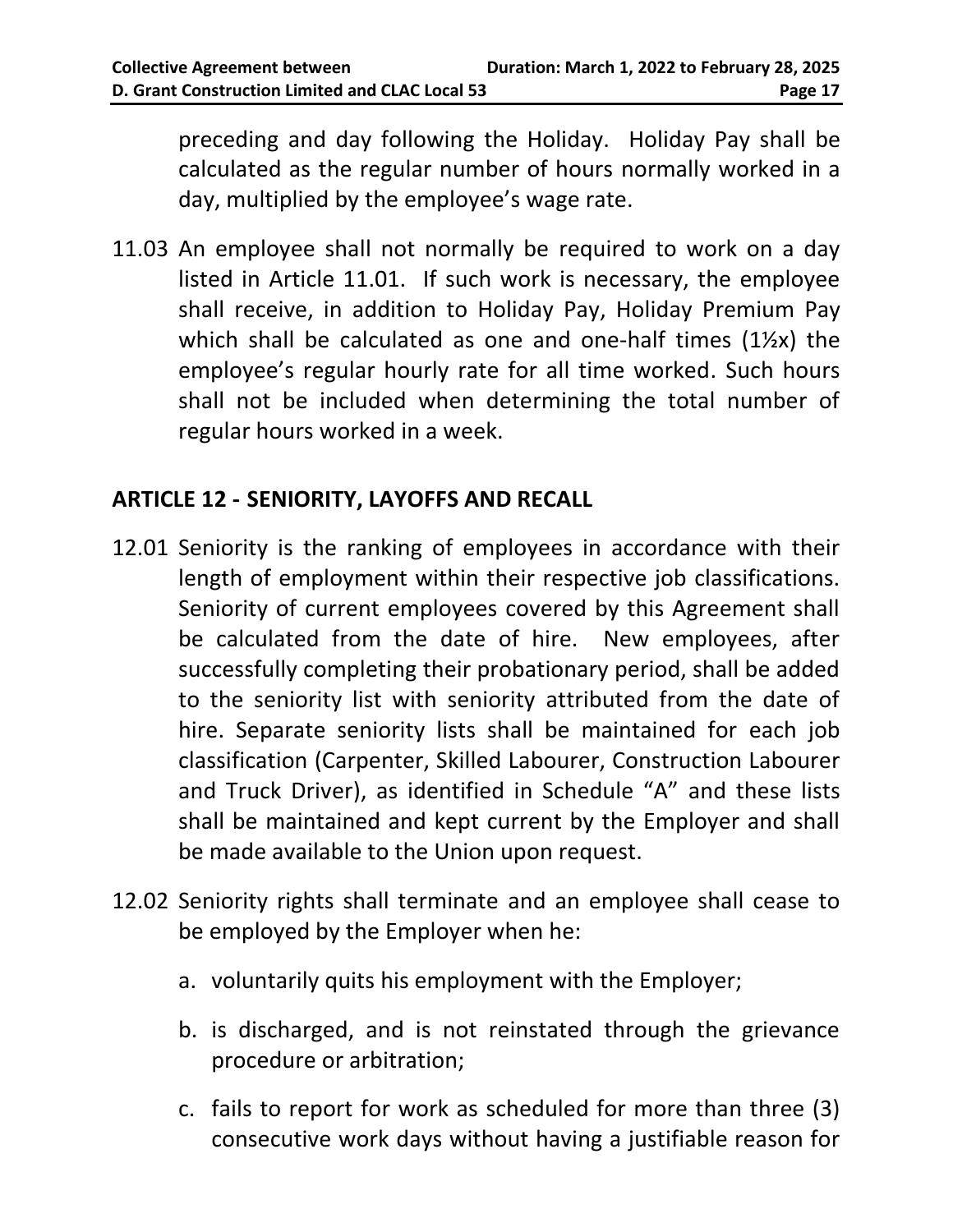preceding and day following the Holiday. Holiday Pay shall be calculated as the regular number of hours normally worked in a day, multiplied by the employee's wage rate.

11.03 An employee shall not normally be required to work on a day listed in Article 11.01. If such work is necessary, the employee shall receive, in addition to Holiday Pay, Holiday Premium Pay which shall be calculated as one and one-half times (1½x) the employee's regular hourly rate for all time worked. Such hours shall not be included when determining the total number of regular hours worked in a week.

## ARTICLE 12 - SENIORITY, LAYOFFS AND RECALL

12.01 Seniority is the ranking of employees in accordance with their length of employment within their respective job classifications. Seniority of current employees covered by this Agreement shall be calculated from the date of hire. New employees, after successfully completing their probationary period, shall be added to the seniority list with seniority attributed from the date of hire. Separate seniority lists shall be maintained for each job classification (Carpenter, Skilled Labourer, Construction Labourer and Truck Driver), as identified in Schedule "A" and these lists shall be maintained and kept current by the Employer and shall be made available to the Union upon request.

12.02 Seniority rights shall terminate and an employee shall cease to be employed by the Employer when he:

a. voluntarily quits his employment with the Employer;

b. is discharged, and is not reinstated through the grievance procedure or arbitration;

c. fails to report for work as scheduled for more than three (3) consecutive work days without having a justifiable reason for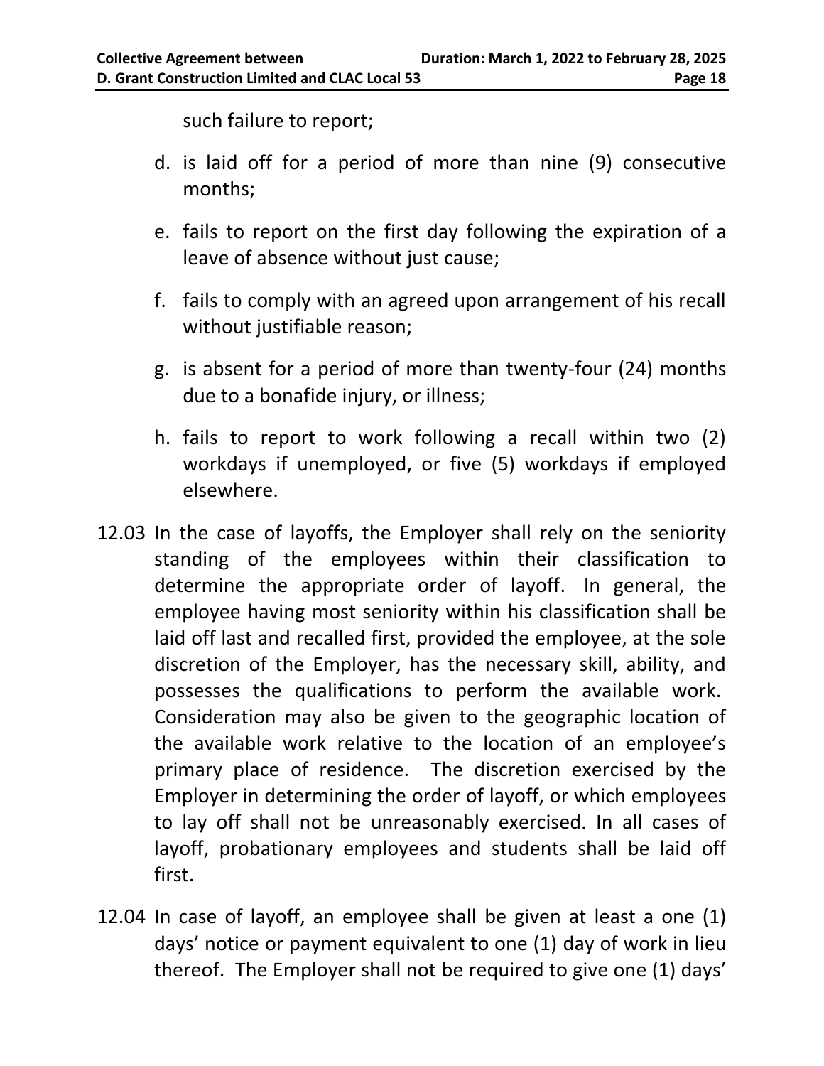such failure to report;

d. is laid off for a period of more than nine (9) consecutive months;

e. fails to report on the first day following the expiration of a leave of absence without just cause;

f. fails to comply with an agreed upon arrangement of his recall without justifiable reason;

g. is absent for a period of more than twenty-four (24) months due to a bonafide injury, or illness;

h. fails to report to work following a recall within two (2) workdays if unemployed, or five (5) workdays if employed elsewhere.

12.03 In the case of layoffs, the Employer shall rely on the seniority standing of the employees within their classification to determine the appropriate order of layoff. In general, the employee having most seniority within his classification shall be laid off last and recalled first, provided the employee, at the sole discretion of the Employer, has the necessary skill, ability, and possesses the qualifications to perform the available work. Consideration may also be given to the geographic location of the available work relative to the location of an employee's primary place of residence. The discretion exercised by the Employer in determining the order of layoff, or which employees to lay off shall not be unreasonably exercised. In all cases of layoff, probationary employees and students shall be laid off first.

12.04 In case of layoff, an employee shall be given at least a one (1) days' notice or payment equivalent to one (1) day of work in lieu thereof. The Employer shall not be required to give one (1) days'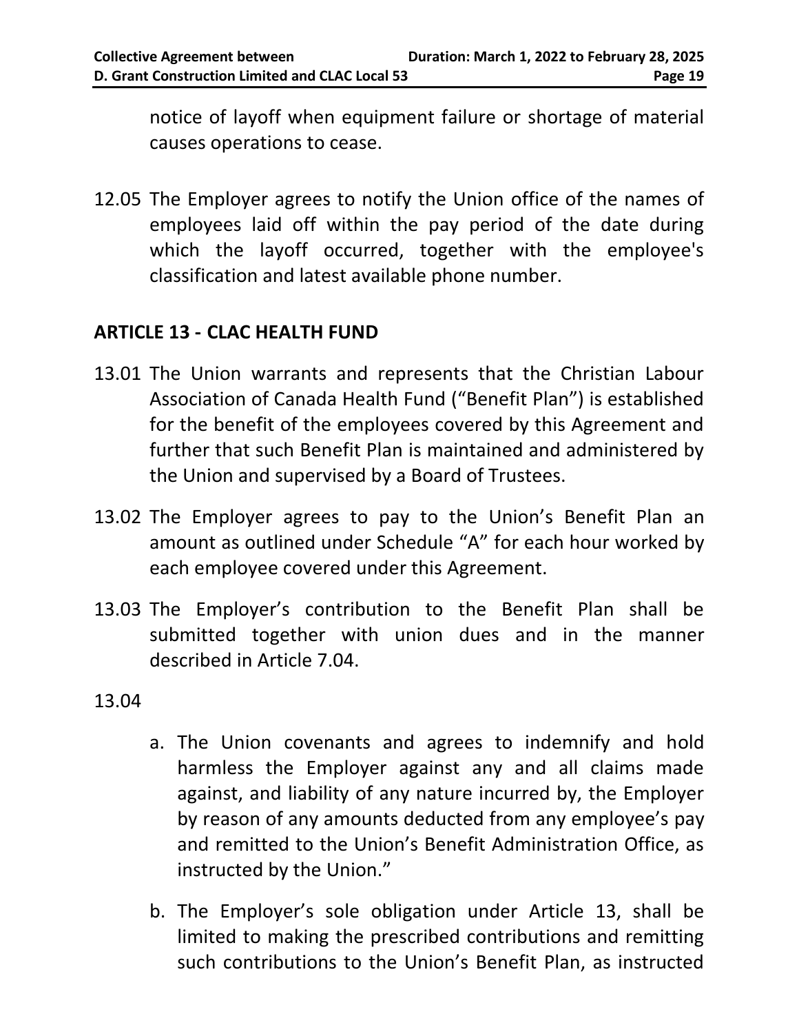notice of layoff when equipment failure or shortage of material causes operations to cease.

12.05 The Employer agrees to notify the Union office of the names of employees laid off within the pay period of the date during which the layoff occurred, together with the employee's classification and latest available phone number.

## ARTICLE 13 - CLAC HEALTH FUND

13.01 The Union warrants and represents that the Christian Labour Association of Canada Health Fund (“Benefit Plan”) is established for the benefit of the employees covered by this Agreement and further that such Benefit Plan is maintained and administered by the Union and supervised by a Board of Trustees.

13.02 The Employer agrees to pay to the Union’s Benefit Plan an amount as outlined under Schedule “A” for each hour worked by each employee covered under this Agreement.

13.03 The Employer’s contribution to the Benefit Plan shall be submitted together with union dues and in the manner described in Article 7.04.

13.04

a. The Union covenants and agrees to indemnify and hold harmless the Employer against any and all claims made against, and liability of any nature incurred by, the Employer by reason of any amounts deducted from any employee’s pay and remitted to the Union’s Benefit Administration Office, as instructed by the Union.”

b. The Employer’s sole obligation under Article 13, shall be limited to making the prescribed contributions and remitting such contributions to the Union’s Benefit Plan, as instructed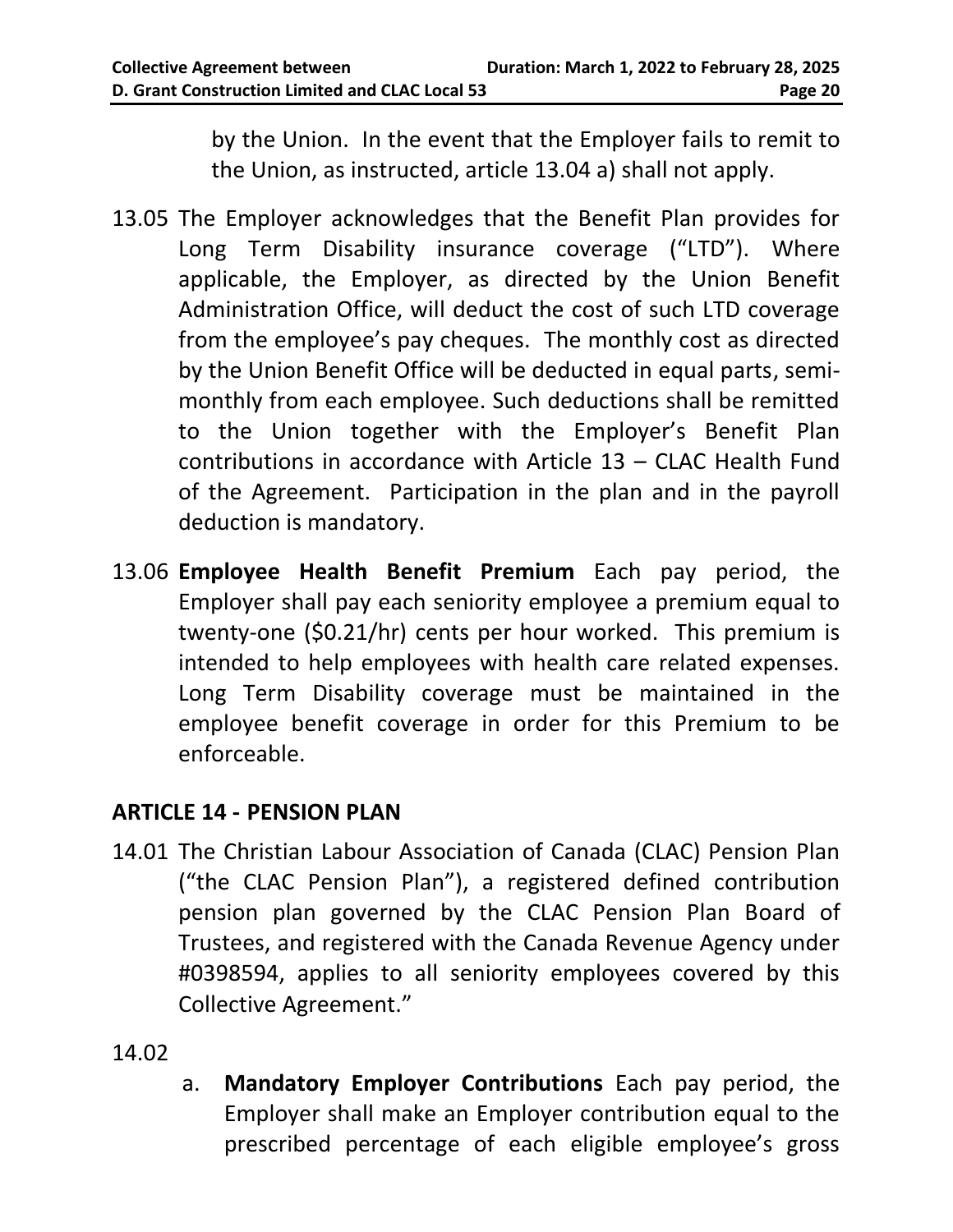by the Union. In the event that the Employer fails to remit to the Union, as instructed, article 13.04 a) shall not apply.

13.05 The Employer acknowledges that the Benefit Plan provides for Long Term Disability insurance coverage ("LTD"). Where applicable, the Employer, as directed by the Union Benefit Administration Office, will deduct the cost of such LTD coverage from the employee's pay cheques. The monthly cost as directed by the Union Benefit Office will be deducted in equal parts, semi-monthly from each employee. Such deductions shall be remitted to the Union together with the Employer's Benefit Plan contributions in accordance with Article 13 – CLAC Health Fund of the Agreement. Participation in the plan and in the payroll deduction is mandatory.

13.06 **Employee Health Benefit Premium** Each pay period, the Employer shall pay each seniority employee a premium equal to twenty-one ($0.21/hr) cents per hour worked. This premium is intended to help employees with health care related expenses. Long Term Disability coverage must be maintained in the employee benefit coverage in order for this Premium to be enforceable.

## ARTICLE 14 - PENSION PLAN

14.01 The Christian Labour Association of Canada (CLAC) Pension Plan ("the CLAC Pension Plan"), a registered defined contribution pension plan governed by the CLAC Pension Plan Board of Trustees, and registered with the Canada Revenue Agency under #0398594, applies to all seniority employees covered by this Collective Agreement."

14.02

a. **Mandatory Employer Contributions** Each pay period, the Employer shall make an Employer contribution equal to the prescribed percentage of each eligible employee's gross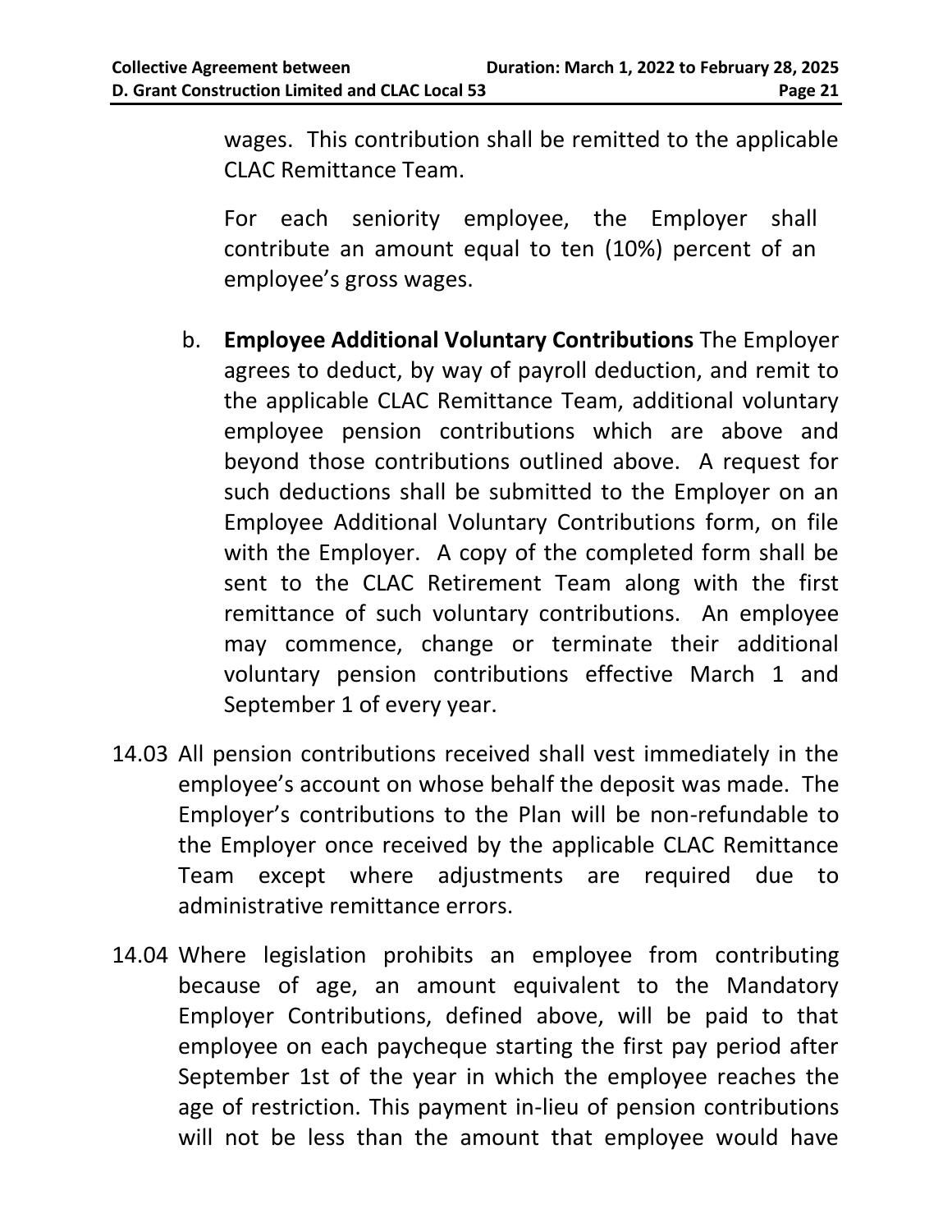wages. This contribution shall be remitted to the applicable CLAC Remittance Team.

For each seniority employee, the Employer shall contribute an amount equal to ten (10%) percent of an employee's gross wages.

b. **Employee Additional Voluntary Contributions** The Employer agrees to deduct, by way of payroll deduction, and remit to the applicable CLAC Remittance Team, additional voluntary employee pension contributions which are above and beyond those contributions outlined above. A request for such deductions shall be submitted to the Employer on an Employee Additional Voluntary Contributions form, on file with the Employer. A copy of the completed form shall be sent to the CLAC Retirement Team along with the first remittance of such voluntary contributions. An employee may commence, change or terminate their additional voluntary pension contributions effective March 1 and September 1 of every year.

14.03 All pension contributions received shall vest immediately in the employee's account on whose behalf the deposit was made. The Employer's contributions to the Plan will be non-refundable to the Employer once received by the applicable CLAC Remittance Team except where adjustments are required due to administrative remittance errors.

14.04 Where legislation prohibits an employee from contributing because of age, an amount equivalent to the Mandatory Employer Contributions, defined above, will be paid to that employee on each paycheque starting the first pay period after September 1st of the year in which the employee reaches the age of restriction. This payment in-lieu of pension contributions will not be less than the amount that employee would have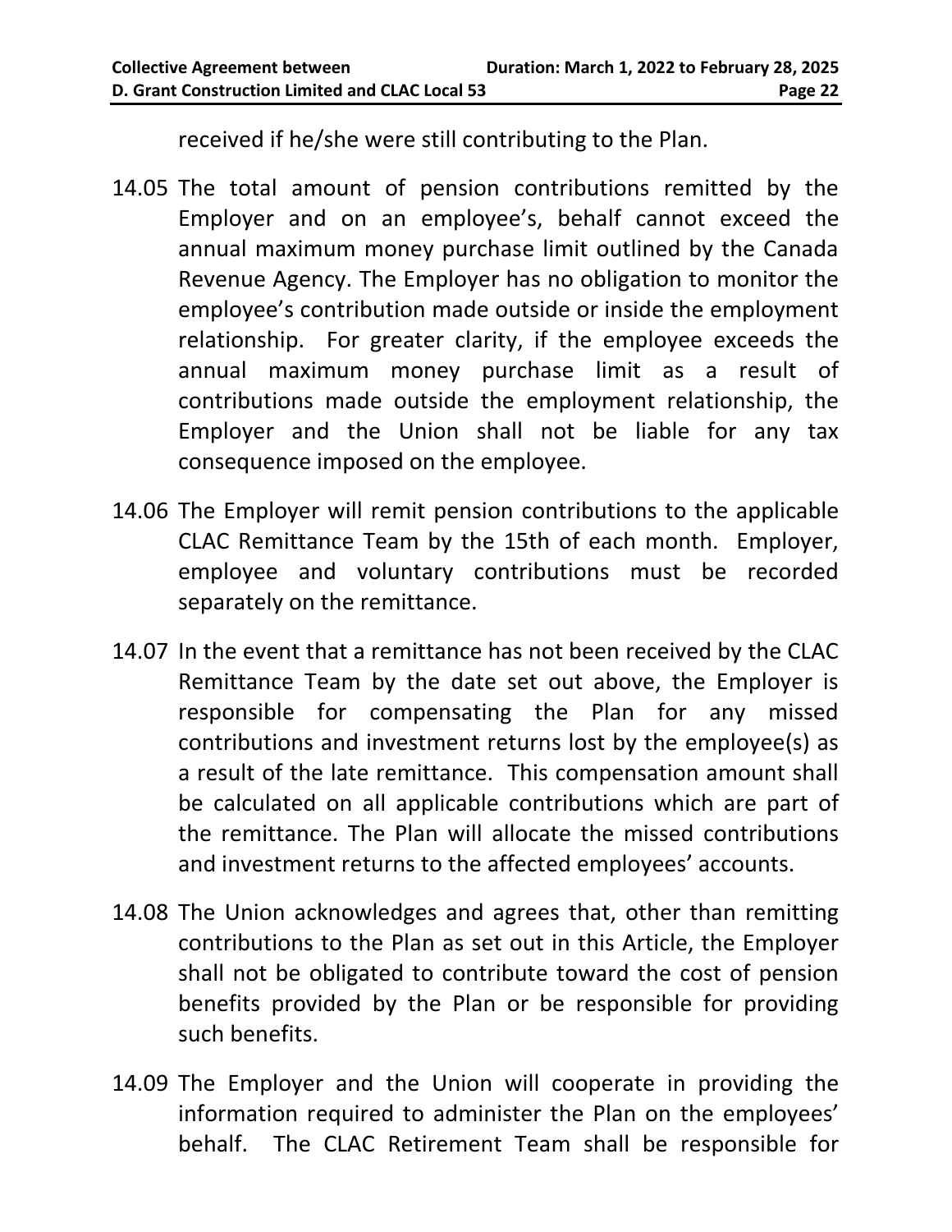received if he/she were still contributing to the Plan.

14.05 The total amount of pension contributions remitted by the Employer and on an employee’s, behalf cannot exceed the annual maximum money purchase limit outlined by the Canada Revenue Agency. The Employer has no obligation to monitor the employee’s contribution made outside or inside the employment relationship. For greater clarity, if the employee exceeds the annual maximum money purchase limit as a result of contributions made outside the employment relationship, the Employer and the Union shall not be liable for any tax consequence imposed on the employee.

14.06 The Employer will remit pension contributions to the applicable CLAC Remittance Team by the 15th of each month. Employer, employee and voluntary contributions must be recorded separately on the remittance.

14.07 In the event that a remittance has not been received by the CLAC Remittance Team by the date set out above, the Employer is responsible for compensating the Plan for any missed contributions and investment returns lost by the employee(s) as a result of the late remittance. This compensation amount shall be calculated on all applicable contributions which are part of the remittance. The Plan will allocate the missed contributions and investment returns to the affected employees’ accounts.

14.08 The Union acknowledges and agrees that, other than remitting contributions to the Plan as set out in this Article, the Employer shall not be obligated to contribute toward the cost of pension benefits provided by the Plan or be responsible for providing such benefits.

14.09 The Employer and the Union will cooperate in providing the information required to administer the Plan on the employees’ behalf. The CLAC Retirement Team shall be responsible for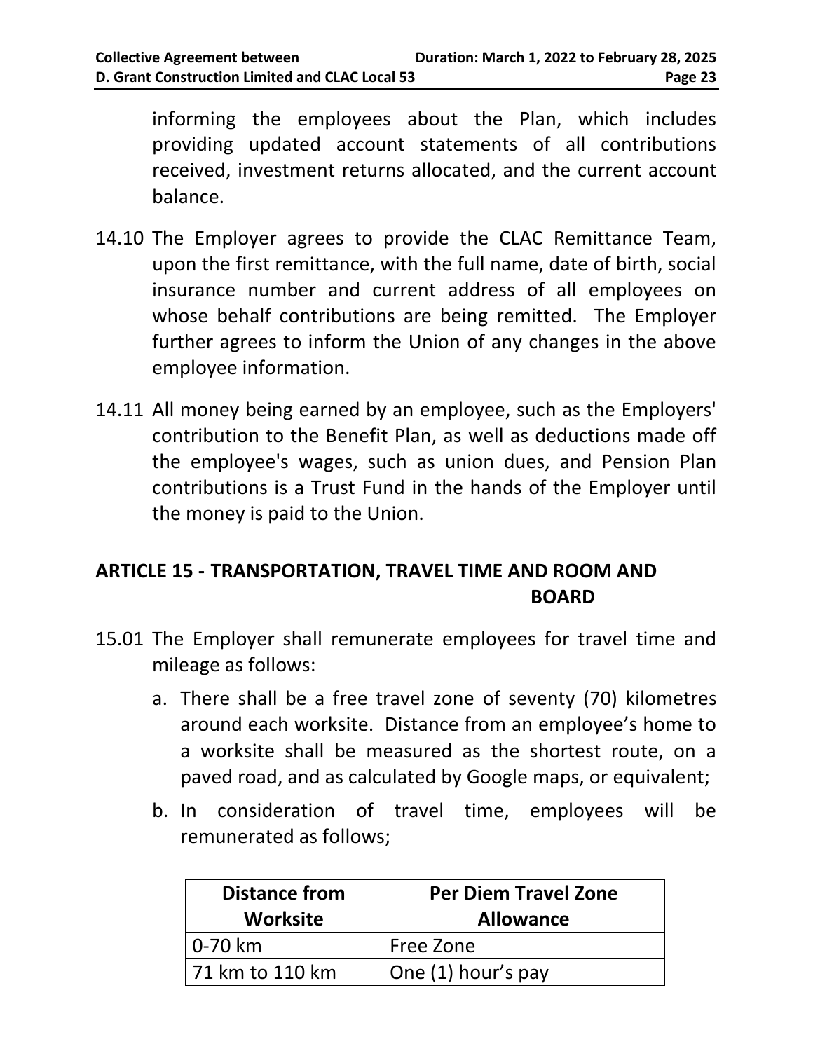informing the employees about the Plan, which includes providing updated account statements of all contributions received, investment returns allocated, and the current account balance.

14.10 The Employer agrees to provide the CLAC Remittance Team, upon the first remittance, with the full name, date of birth, social insurance number and current address of all employees on whose behalf contributions are being remitted. The Employer further agrees to inform the Union of any changes in the above employee information.

14.11 All money being earned by an employee, such as the Employers' contribution to the Benefit Plan, as well as deductions made off the employee's wages, such as union dues, and Pension Plan contributions is a Trust Fund in the hands of the Employer until the money is paid to the Union.

## ARTICLE 15 - TRANSPORTATION, TRAVEL TIME AND ROOM AND BOARD

15.01 The Employer shall remunerate employees for travel time and mileage as follows:

a. There shall be a free travel zone of seventy (70) kilometres around each worksite. Distance from an employee's home to a worksite shall be measured as the shortest route, on a paved road, and as calculated by Google maps, or equivalent;

b. In consideration of travel time, employees will be remunerated as follows;

| Distance from Worksite | Per Diem Travel Zone Allowance |
| --- | --- |
| 0-70 km | Free Zone |
| 71 km to 110 km | One (1) hour's pay |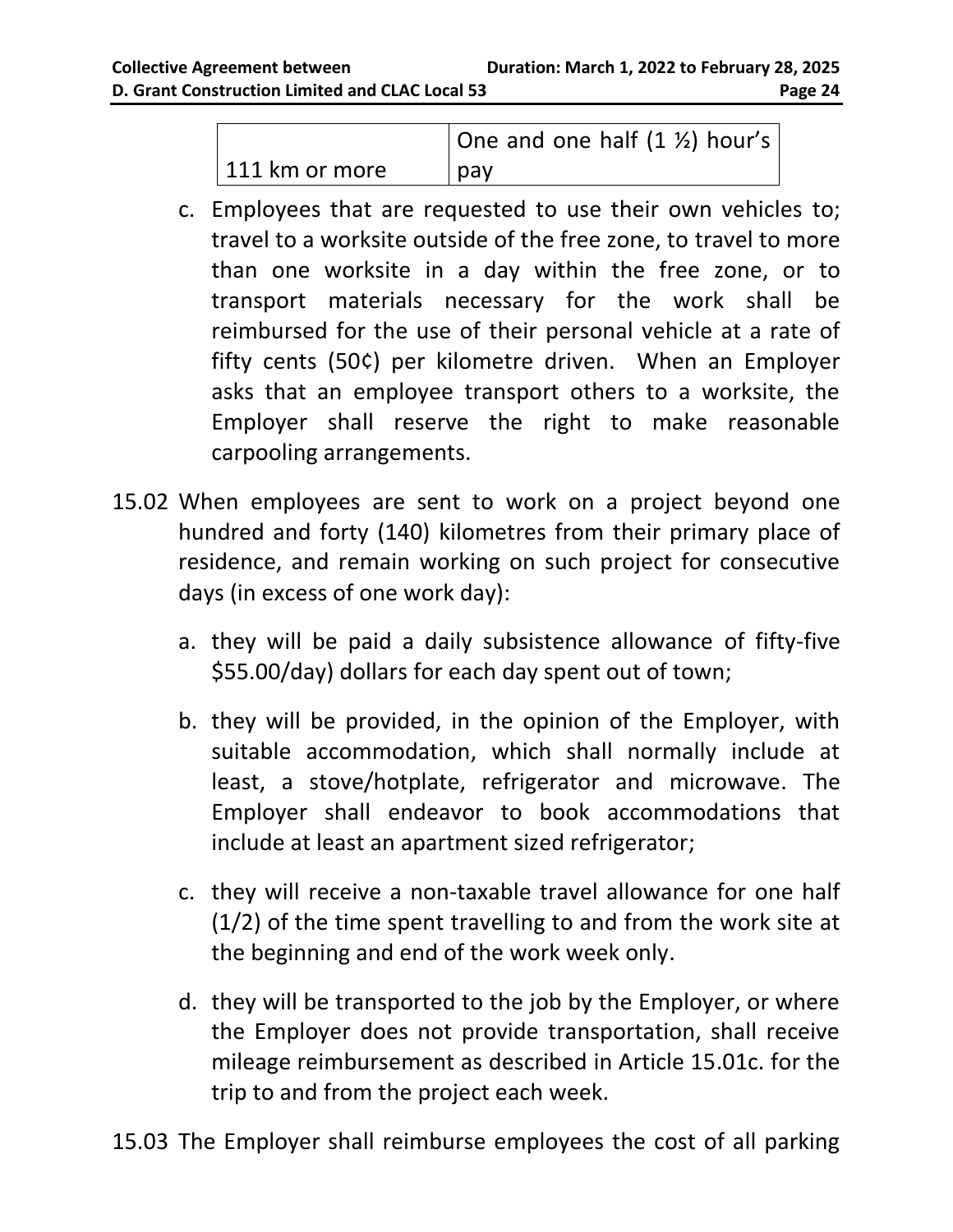| 111 km or more | One and one half (1 ½) hour's pay |
|---|---|

c. Employees that are requested to use their own vehicles to; travel to a worksite outside of the free zone, to travel to more than one worksite in a day within the free zone, or to transport materials necessary for the work shall be reimbursed for the use of their personal vehicle at a rate of fifty cents (50¢) per kilometre driven. When an Employer asks that an employee transport others to a worksite, the Employer shall reserve the right to make reasonable carpooling arrangements.

15.02 When employees are sent to work on a project beyond one hundred and forty (140) kilometres from their primary place of residence, and remain working on such project for consecutive days (in excess of one work day):

a. they will be paid a daily subsistence allowance of fifty-five $55.00/day) dollars for each day spent out of town;

b. they will be provided, in the opinion of the Employer, with suitable accommodation, which shall normally include at least, a stove/hotplate, refrigerator and microwave. The Employer shall endeavor to book accommodations that include at least an apartment sized refrigerator;

c. they will receive a non-taxable travel allowance for one half (1/2) of the time spent travelling to and from the work site at the beginning and end of the work week only.

d. they will be transported to the job by the Employer, or where the Employer does not provide transportation, shall receive mileage reimbursement as described in Article 15.01c. for the trip to and from the project each week.

15.03 The Employer shall reimburse employees the cost of all parking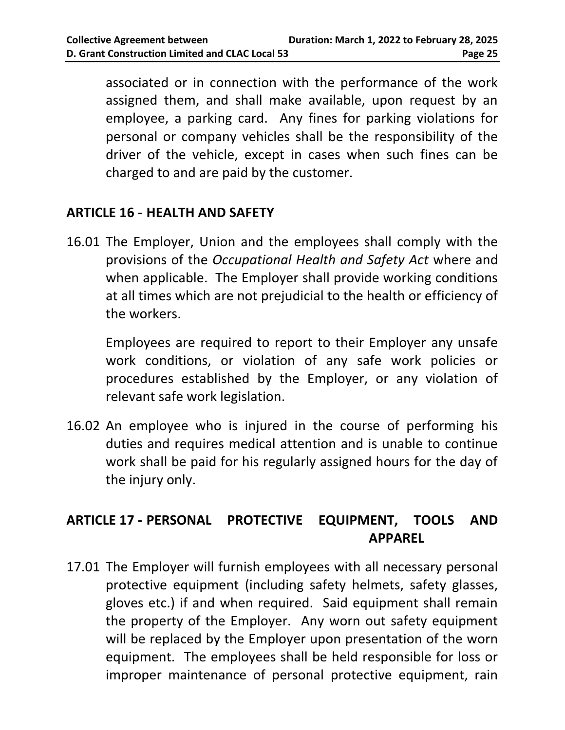associated or in connection with the performance of the work assigned them, and shall make available, upon request by an employee, a parking card. Any fines for parking violations for personal or company vehicles shall be the responsibility of the driver of the vehicle, except in cases when such fines can be charged to and are paid by the customer.

## ARTICLE 16 - HEALTH AND SAFETY

16.01 The Employer, Union and the employees shall comply with the provisions of the *Occupational Health and Safety Act* where and when applicable. The Employer shall provide working conditions at all times which are not prejudicial to the health or efficiency of the workers.

Employees are required to report to their Employer any unsafe work conditions, or violation of any safe work policies or procedures established by the Employer, or any violation of relevant safe work legislation.

16.02 An employee who is injured in the course of performing his duties and requires medical attention and is unable to continue work shall be paid for his regularly assigned hours for the day of the injury only.

## ARTICLE 17 - PERSONAL PROTECTIVE EQUIPMENT, TOOLS AND APPAREL

17.01 The Employer will furnish employees with all necessary personal protective equipment (including safety helmets, safety glasses, gloves etc.) if and when required. Said equipment shall remain the property of the Employer. Any worn out safety equipment will be replaced by the Employer upon presentation of the worn equipment. The employees shall be held responsible for loss or improper maintenance of personal protective equipment, rain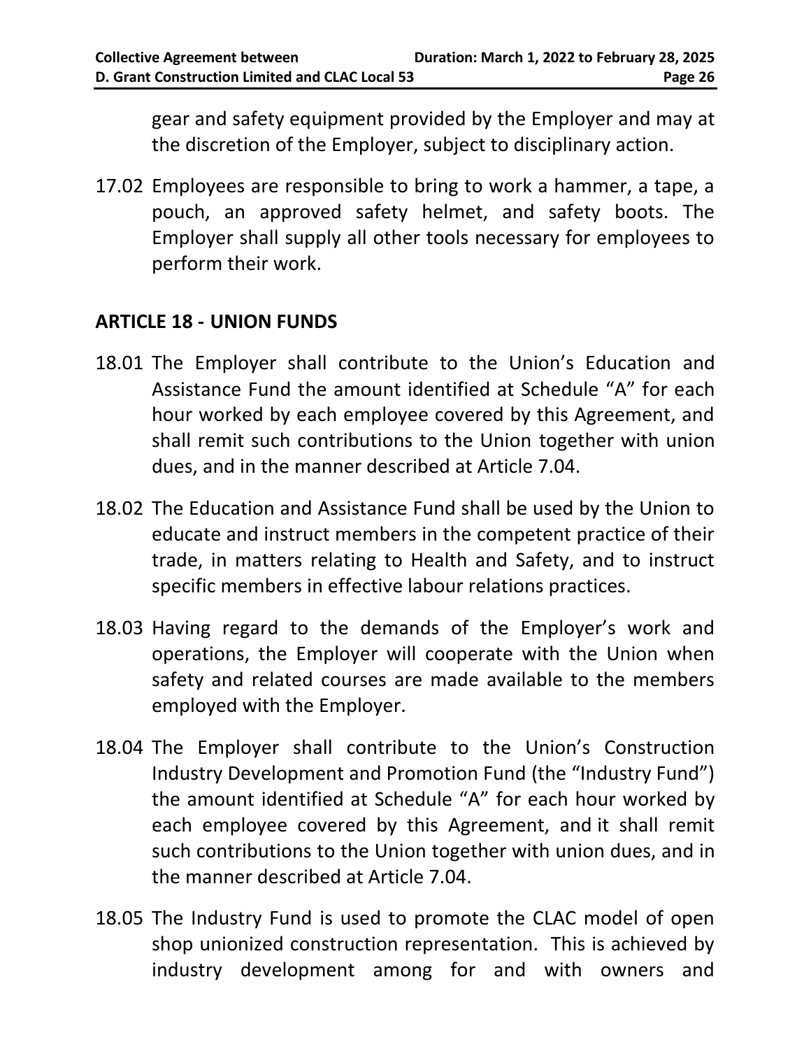gear and safety equipment provided by the Employer and may at the discretion of the Employer, subject to disciplinary action.

17.02 Employees are responsible to bring to work a hammer, a tape, a pouch, an approved safety helmet, and safety boots. The Employer shall supply all other tools necessary for employees to perform their work.

## ARTICLE 18 - UNION FUNDS

18.01 The Employer shall contribute to the Union's Education and Assistance Fund the amount identified at Schedule "A" for each hour worked by each employee covered by this Agreement, and shall remit such contributions to the Union together with union dues, and in the manner described at Article 7.04.

18.02 The Education and Assistance Fund shall be used by the Union to educate and instruct members in the competent practice of their trade, in matters relating to Health and Safety, and to instruct specific members in effective labour relations practices.

18.03 Having regard to the demands of the Employer's work and operations, the Employer will cooperate with the Union when safety and related courses are made available to the members employed with the Employer.

18.04 The Employer shall contribute to the Union's Construction Industry Development and Promotion Fund (the "Industry Fund") the amount identified at Schedule "A" for each hour worked by each employee covered by this Agreement, and it shall remit such contributions to the Union together with union dues, and in the manner described at Article 7.04.

18.05 The Industry Fund is used to promote the CLAC model of open shop unionized construction representation. This is achieved by industry development among for and with owners and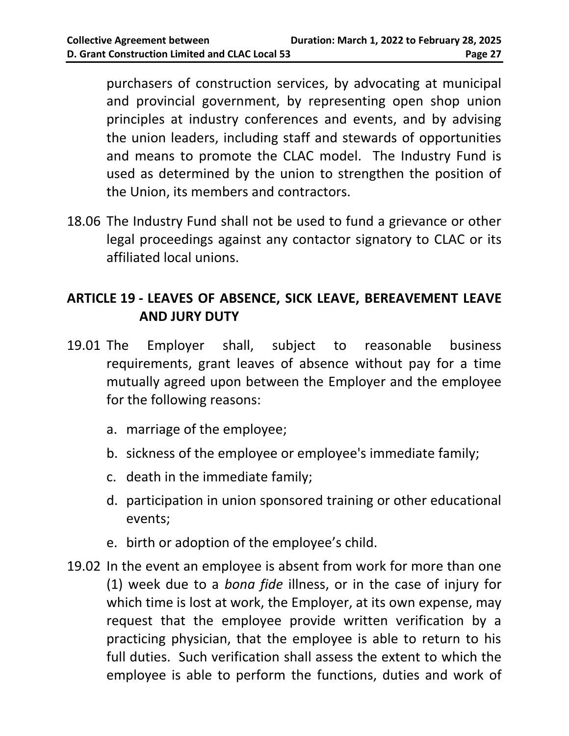purchasers of construction services, by advocating at municipal and provincial government, by representing open shop union principles at industry conferences and events, and by advising the union leaders, including staff and stewards of opportunities and means to promote the CLAC model. The Industry Fund is used as determined by the union to strengthen the position of the Union, its members and contractors.

18.06 The Industry Fund shall not be used to fund a grievance or other legal proceedings against any contactor signatory to CLAC or its affiliated local unions.

## ARTICLE 19 - LEAVES OF ABSENCE, SICK LEAVE, BEREAVEMENT LEAVE AND JURY DUTY

19.01 The Employer shall, subject to reasonable business requirements, grant leaves of absence without pay for a time mutually agreed upon between the Employer and the employee for the following reasons:

a. marriage of the employee;
b. sickness of the employee or employee's immediate family;
c. death in the immediate family;
d. participation in union sponsored training or other educational events;
e. birth or adoption of the employee's child.

19.02 In the event an employee is absent from work for more than one (1) week due to a *bona fide* illness, or in the case of injury for which time is lost at work, the Employer, at its own expense, may request that the employee provide written verification by a practicing physician, that the employee is able to return to his full duties. Such verification shall assess the extent to which the employee is able to perform the functions, duties and work of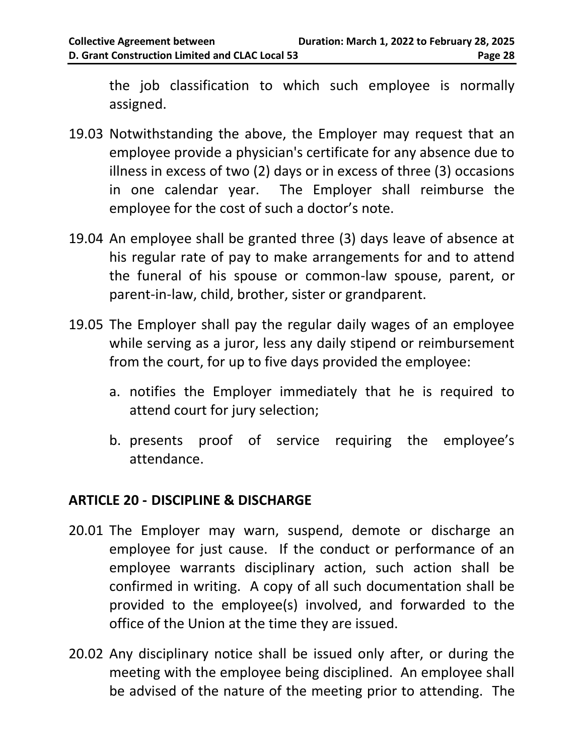the job classification to which such employee is normally assigned.

19.03 Notwithstanding the above, the Employer may request that an employee provide a physician's certificate for any absence due to illness in excess of two (2) days or in excess of three (3) occasions in one calendar year. The Employer shall reimburse the employee for the cost of such a doctor's note.

19.04 An employee shall be granted three (3) days leave of absence at his regular rate of pay to make arrangements for and to attend the funeral of his spouse or common-law spouse, parent, or parent-in-law, child, brother, sister or grandparent.

19.05 The Employer shall pay the regular daily wages of an employee while serving as a juror, less any daily stipend or reimbursement from the court, for up to five days provided the employee:

a. notifies the Employer immediately that he is required to attend court for jury selection;

b. presents proof of service requiring the employee's attendance.

## ARTICLE 20 - DISCIPLINE & DISCHARGE

20.01 The Employer may warn, suspend, demote or discharge an employee for just cause. If the conduct or performance of an employee warrants disciplinary action, such action shall be confirmed in writing. A copy of all such documentation shall be provided to the employee(s) involved, and forwarded to the office of the Union at the time they are issued.

20.02 Any disciplinary notice shall be issued only after, or during the meeting with the employee being disciplined. An employee shall be advised of the nature of the meeting prior to attending. The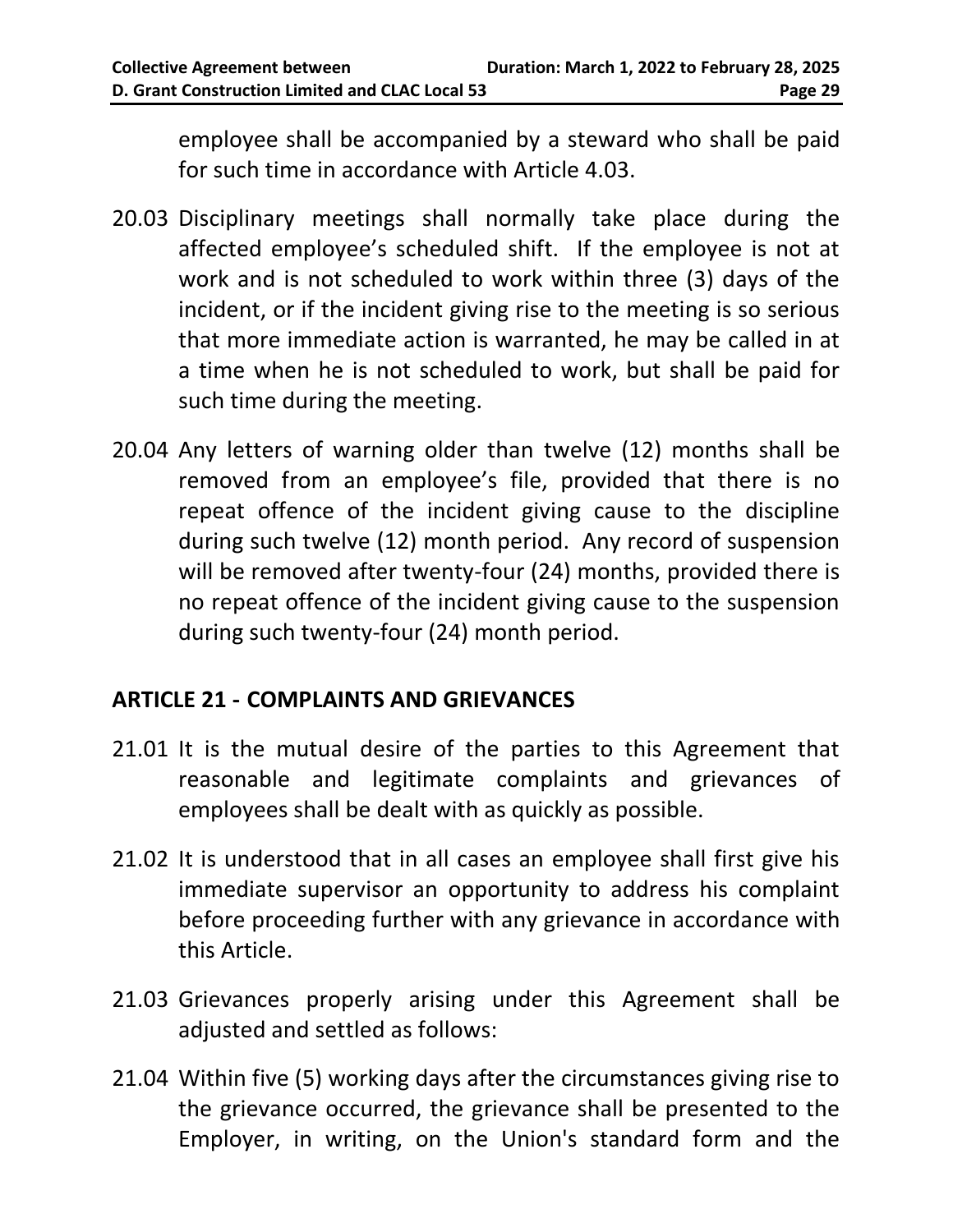employee shall be accompanied by a steward who shall be paid for such time in accordance with Article 4.03.

20.03 Disciplinary meetings shall normally take place during the affected employee's scheduled shift. If the employee is not at work and is not scheduled to work within three (3) days of the incident, or if the incident giving rise to the meeting is so serious that more immediate action is warranted, he may be called in at a time when he is not scheduled to work, but shall be paid for such time during the meeting.

20.04 Any letters of warning older than twelve (12) months shall be removed from an employee's file, provided that there is no repeat offence of the incident giving cause to the discipline during such twelve (12) month period. Any record of suspension will be removed after twenty-four (24) months, provided there is no repeat offence of the incident giving cause to the suspension during such twenty-four (24) month period.

## ARTICLE 21 - COMPLAINTS AND GRIEVANCES

21.01 It is the mutual desire of the parties to this Agreement that reasonable and legitimate complaints and grievances of employees shall be dealt with as quickly as possible.

21.02 It is understood that in all cases an employee shall first give his immediate supervisor an opportunity to address his complaint before proceeding further with any grievance in accordance with this Article.

21.03 Grievances properly arising under this Agreement shall be adjusted and settled as follows:

21.04 Within five (5) working days after the circumstances giving rise to the grievance occurred, the grievance shall be presented to the Employer, in writing, on the Union's standard form and the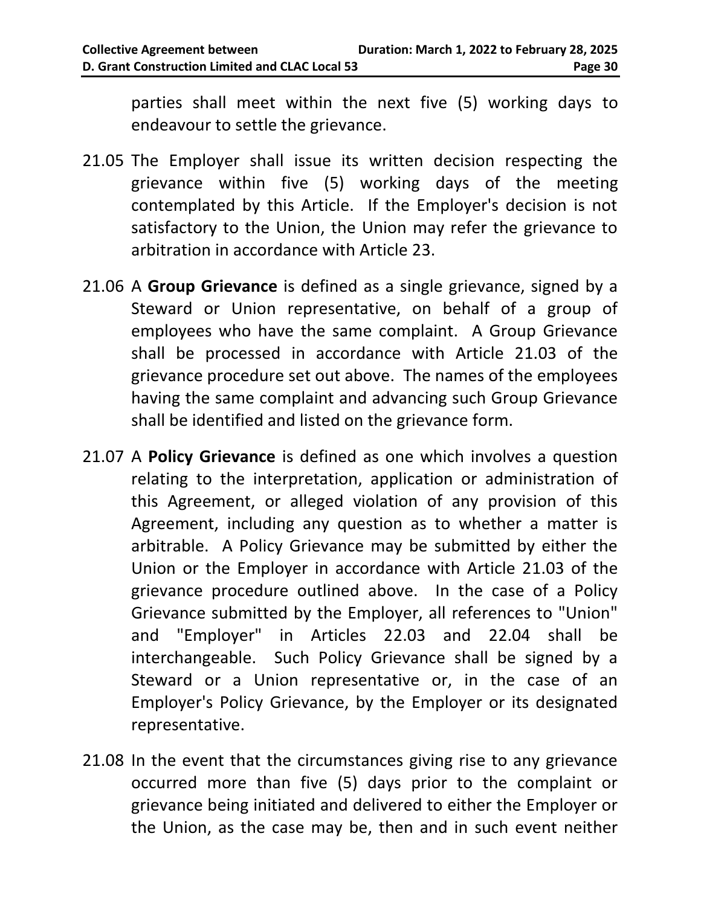parties shall meet within the next five (5) working days to endeavour to settle the grievance.

21.05 The Employer shall issue its written decision respecting the grievance within five (5) working days of the meeting contemplated by this Article. If the Employer's decision is not satisfactory to the Union, the Union may refer the grievance to arbitration in accordance with Article 23.

21.06 A **Group Grievance** is defined as a single grievance, signed by a Steward or Union representative, on behalf of a group of employees who have the same complaint. A Group Grievance shall be processed in accordance with Article 21.03 of the grievance procedure set out above. The names of the employees having the same complaint and advancing such Group Grievance shall be identified and listed on the grievance form.

21.07 A **Policy Grievance** is defined as one which involves a question relating to the interpretation, application or administration of this Agreement, or alleged violation of any provision of this Agreement, including any question as to whether a matter is arbitrable. A Policy Grievance may be submitted by either the Union or the Employer in accordance with Article 21.03 of the grievance procedure outlined above. In the case of a Policy Grievance submitted by the Employer, all references to "Union" and "Employer" in Articles 22.03 and 22.04 shall be interchangeable. Such Policy Grievance shall be signed by a Steward or a Union representative or, in the case of an Employer's Policy Grievance, by the Employer or its designated representative.

21.08 In the event that the circumstances giving rise to any grievance occurred more than five (5) days prior to the complaint or grievance being initiated and delivered to either the Employer or the Union, as the case may be, then and in such event neither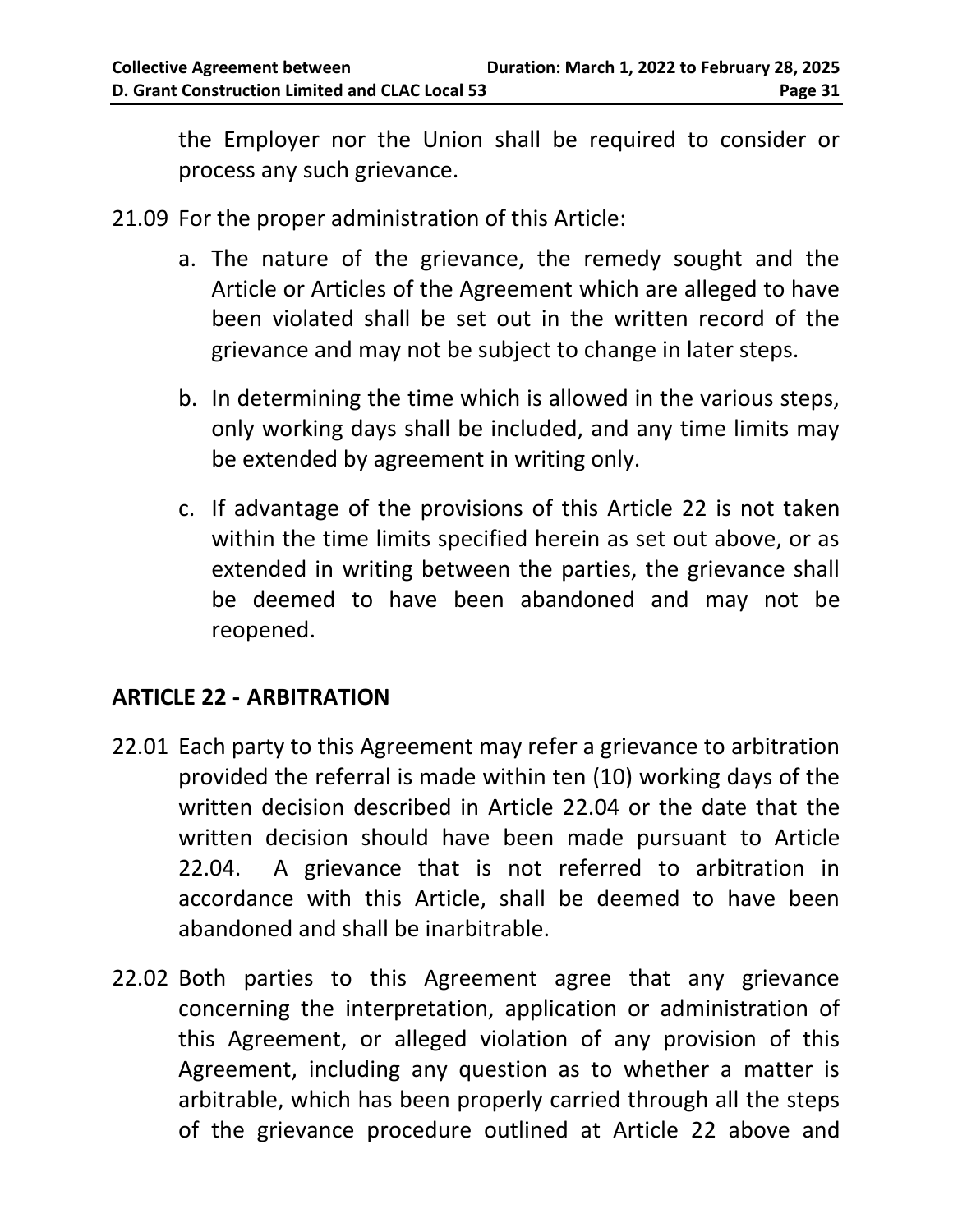the Employer nor the Union shall be required to consider or process any such grievance.

21.09 For the proper administration of this Article:

a. The nature of the grievance, the remedy sought and the Article or Articles of the Agreement which are alleged to have been violated shall be set out in the written record of the grievance and may not be subject to change in later steps.

b. In determining the time which is allowed in the various steps, only working days shall be included, and any time limits may be extended by agreement in writing only.

c. If advantage of the provisions of this Article 22 is not taken within the time limits specified herein as set out above, or as extended in writing between the parties, the grievance shall be deemed to have been abandoned and may not be reopened.

## ARTICLE 22 - ARBITRATION

22.01 Each party to this Agreement may refer a grievance to arbitration provided the referral is made within ten (10) working days of the written decision described in Article 22.04 or the date that the written decision should have been made pursuant to Article 22.04. A grievance that is not referred to arbitration in accordance with this Article, shall be deemed to have been abandoned and shall be inarbitrable.

22.02 Both parties to this Agreement agree that any grievance concerning the interpretation, application or administration of this Agreement, or alleged violation of any provision of this Agreement, including any question as to whether a matter is arbitrable, which has been properly carried through all the steps of the grievance procedure outlined at Article 22 above and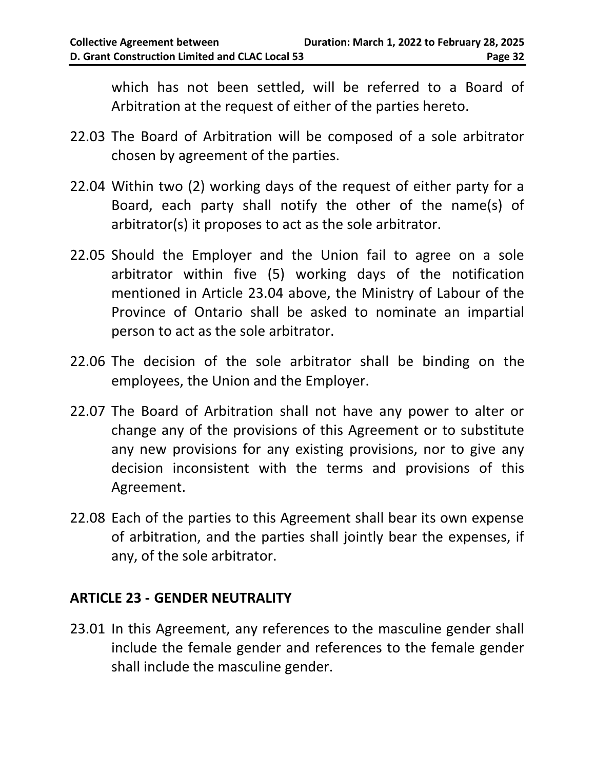which has not been settled, will be referred to a Board of Arbitration at the request of either of the parties hereto.

22.03 The Board of Arbitration will be composed of a sole arbitrator chosen by agreement of the parties.

22.04 Within two (2) working days of the request of either party for a Board, each party shall notify the other of the name(s) of arbitrator(s) it proposes to act as the sole arbitrator.

22.05 Should the Employer and the Union fail to agree on a sole arbitrator within five (5) working days of the notification mentioned in Article 23.04 above, the Ministry of Labour of the Province of Ontario shall be asked to nominate an impartial person to act as the sole arbitrator.

22.06 The decision of the sole arbitrator shall be binding on the employees, the Union and the Employer.

22.07 The Board of Arbitration shall not have any power to alter or change any of the provisions of this Agreement or to substitute any new provisions for any existing provisions, nor to give any decision inconsistent with the terms and provisions of this Agreement.

22.08 Each of the parties to this Agreement shall bear its own expense of arbitration, and the parties shall jointly bear the expenses, if any, of the sole arbitrator.

## ARTICLE 23 - GENDER NEUTRALITY

23.01 In this Agreement, any references to the masculine gender shall include the female gender and references to the female gender shall include the masculine gender.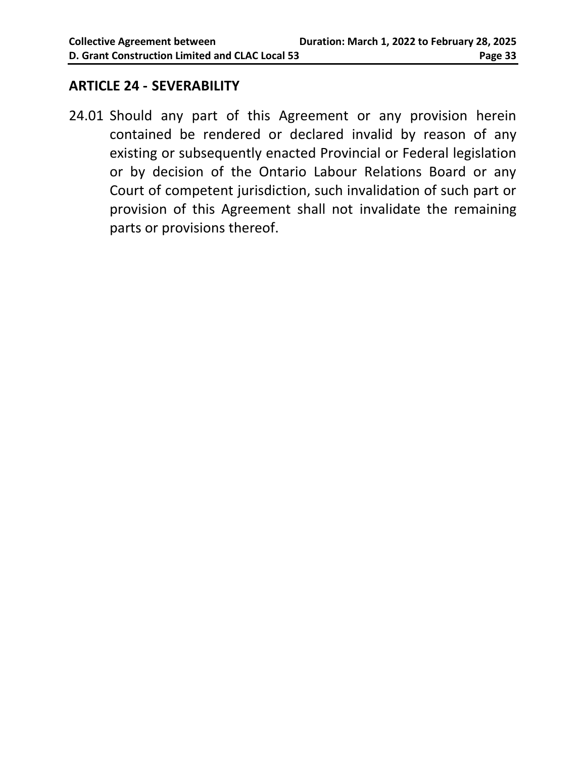## ARTICLE 24 - SEVERABILITY

24.01 Should any part of this Agreement or any provision herein contained be rendered or declared invalid by reason of any existing or subsequently enacted Provincial or Federal legislation or by decision of the Ontario Labour Relations Board or any Court of competent jurisdiction, such invalidation of such part or provision of this Agreement shall not invalidate the remaining parts or provisions thereof.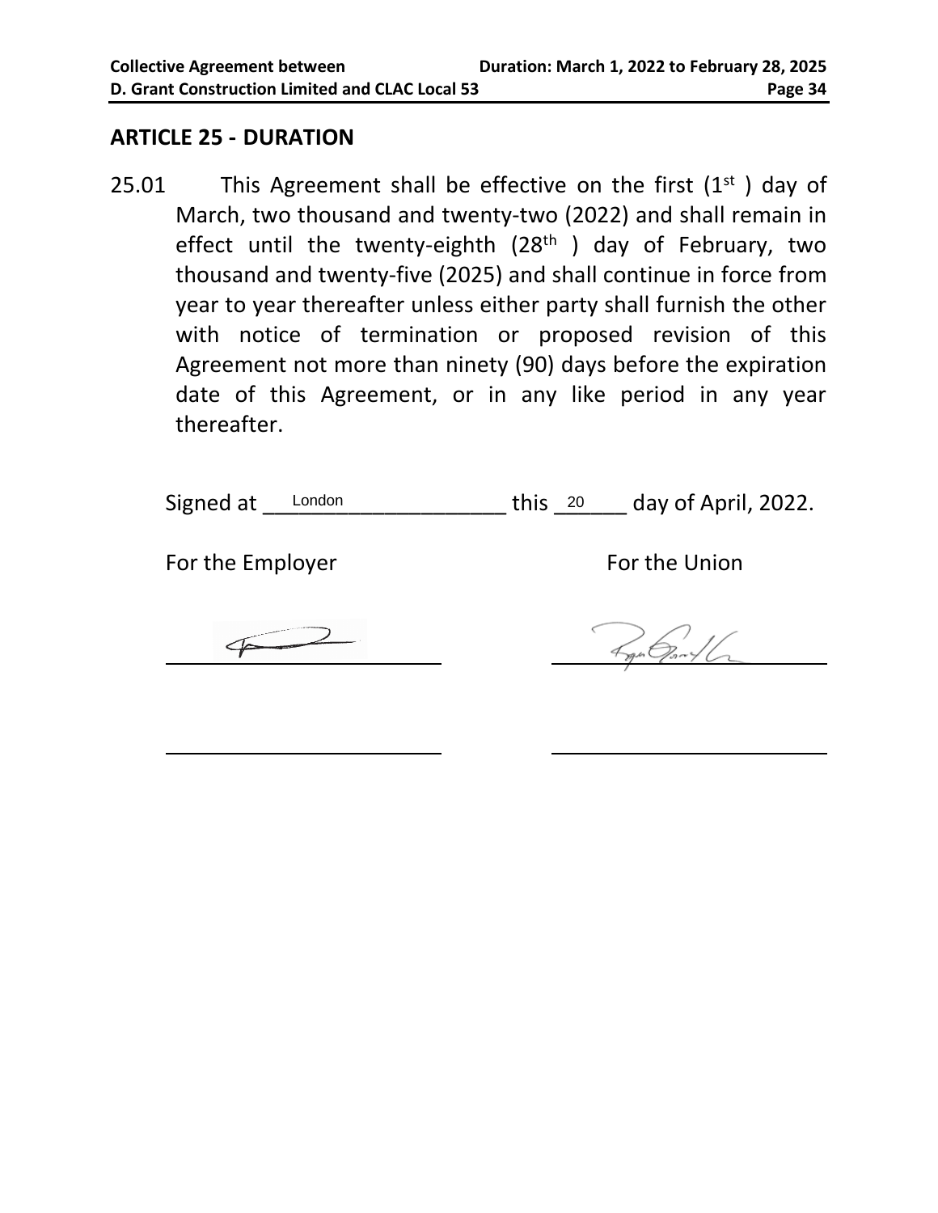## ARTICLE 25 - DURATION

25.01 This Agreement shall be effective on the first (1st) day of March, two thousand and twenty-two (2022) and shall remain in effect until the twenty-eighth (28th) day of February, two thousand and twenty-five (2025) and shall continue in force from year to year thereafter unless either party shall furnish the other with notice of termination or proposed revision of this Agreement not more than ninety (90) days before the expiration date of this Agreement, or in any like period in any year thereafter.

Signed at London this 20 day of April, 2022.

For the Employer

For the Union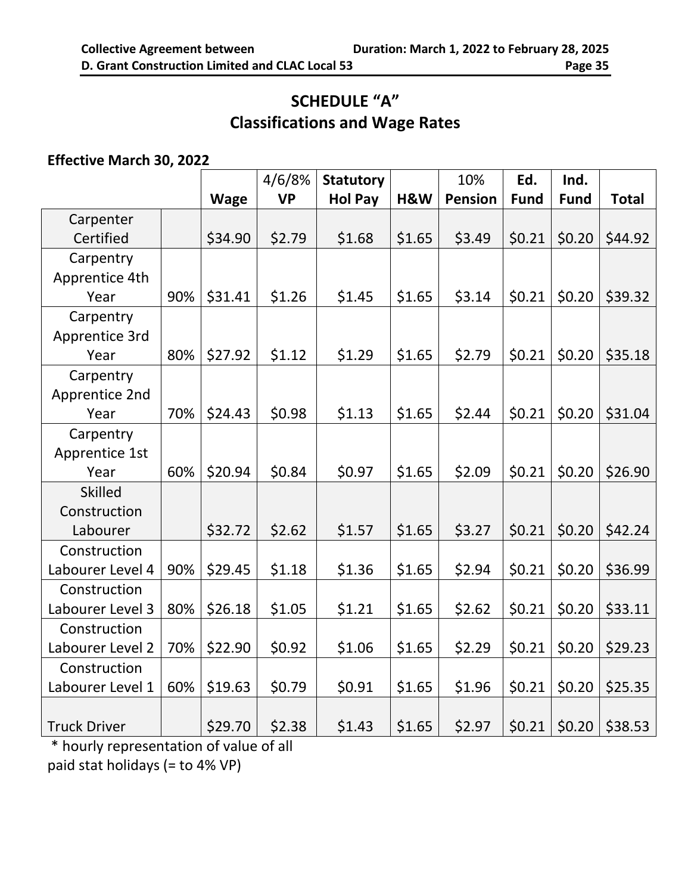## SCHEDULE "A"
## Classifications and Wage Rates

**Effective March 30, 2022**

| | | Wage | 4/6/8% VP | Statutory Hol Pay | H&W | 10% Pension | Ed. Fund | Ind. Fund | Total |
|---|---|---|---|---|---|---|---|---|---|
| Carpenter Certified | | $34.90 | $2.79 | $1.68 | $1.65 | $3.49 | $0.21 | $0.20 | $44.92 |
| Carpentry Apprentice 4th Year | 90% | $31.41 | $1.26 | $1.45 | $1.65 | $3.14 | $0.21 | $0.20 | $39.32 |
| Carpentry Apprentice 3rd Year | 80% | $27.92 | $1.12 | $1.29 | $1.65 | $2.79 | $0.21 | $0.20 | $35.18 |
| Carpentry Apprentice 2nd Year | 70% | $24.43 | $0.98 | $1.13 | $1.65 | $2.44 | $0.21 | $0.20 | $31.04 |
| Carpentry Apprentice 1st Year | 60% | $20.94 | $0.84 | $0.97 | $1.65 | $2.09 | $0.21 | $0.20 | $26.90 |
| Skilled Construction Labourer | | $32.72 | $2.62 | $1.57 | $1.65 | $3.27 | $0.21 | $0.20 | $42.24 |
| Construction Labourer Level 4 | 90% | $29.45 | $1.18 | $1.36 | $1.65 | $2.94 | $0.21 | $0.20 | $36.99 |
| Construction Labourer Level 3 | 80% | $26.18 | $1.05 | $1.21 | $1.65 | $2.62 | $0.21 | $0.20 | $33.11 |
| Construction Labourer Level 2 | 70% | $22.90 | $0.92 | $1.06 | $1.65 | $2.29 | $0.21 | $0.20 | $29.23 |
| Construction Labourer Level 1 | 60% | $19.63 | $0.79 | $0.91 | $1.65 | $1.96 | $0.21 | $0.20 | $25.35 |
| Truck Driver | | $29.70 | $2.38 | $1.43 | $1.65 | $2.97 | $0.21 | $0.20 | $38.53 |

* hourly representation of value of all paid stat holidays (= to 4% VP)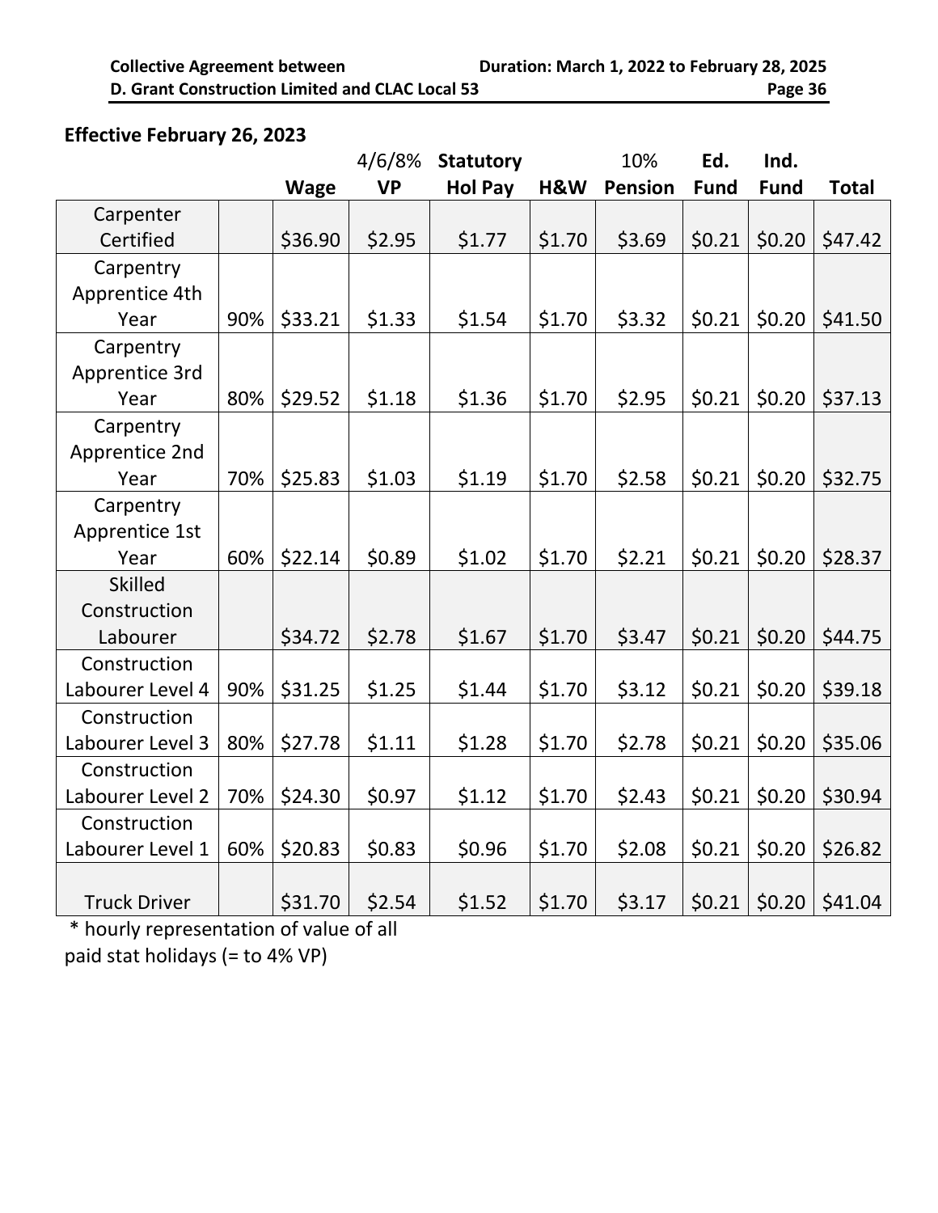**Effective February 26, 2023**

| | | Wage | 4/6/8% VP | Statutory Hol Pay | H&W | 10% Pension | Ed. Fund | Ind. Fund | Total |
|---|---|---|---|---|---|---|---|---|---|
| Carpenter Certified | | $36.90 | $2.95 | $1.77 | $1.70 | $3.69 | $0.21 | $0.20 | $47.42 |
| Carpentry Apprentice 4th Year | 90% | $33.21 | $1.33 | $1.54 | $1.70 | $3.32 | $0.21 | $0.20 | $41.50 |
| Carpentry Apprentice 3rd Year | 80% | $29.52 | $1.18 | $1.36 | $1.70 | $2.95 | $0.21 | $0.20 | $37.13 |
| Carpentry Apprentice 2nd Year | 70% | $25.83 | $1.03 | $1.19 | $1.70 | $2.58 | $0.21 | $0.20 | $32.75 |
| Carpentry Apprentice 1st Year | 60% | $22.14 | $0.89 | $1.02 | $1.70 | $2.21 | $0.21 | $0.20 | $28.37 |
| Skilled Construction Labourer | | $34.72 | $2.78 | $1.67 | $1.70 | $3.47 | $0.21 | $0.20 | $44.75 |
| Construction Labourer Level 4 | 90% | $31.25 | $1.25 | $1.44 | $1.70 | $3.12 | $0.21 | $0.20 | $39.18 |
| Construction Labourer Level 3 | 80% | $27.78 | $1.11 | $1.28 | $1.70 | $2.78 | $0.21 | $0.20 | $35.06 |
| Construction Labourer Level 2 | 70% | $24.30 | $0.97 | $1.12 | $1.70 | $2.43 | $0.21 | $0.20 | $30.94 |
| Construction Labourer Level 1 | 60% | $20.83 | $0.83 | $0.96 | $1.70 | $2.08 | $0.21 | $0.20 | $26.82 |
| Truck Driver | | $31.70 | $2.54 | $1.52 | $1.70 | $3.17 | $0.21 | $0.20 | $41.04 |

* hourly representation of value of all paid stat holidays (= to 4% VP)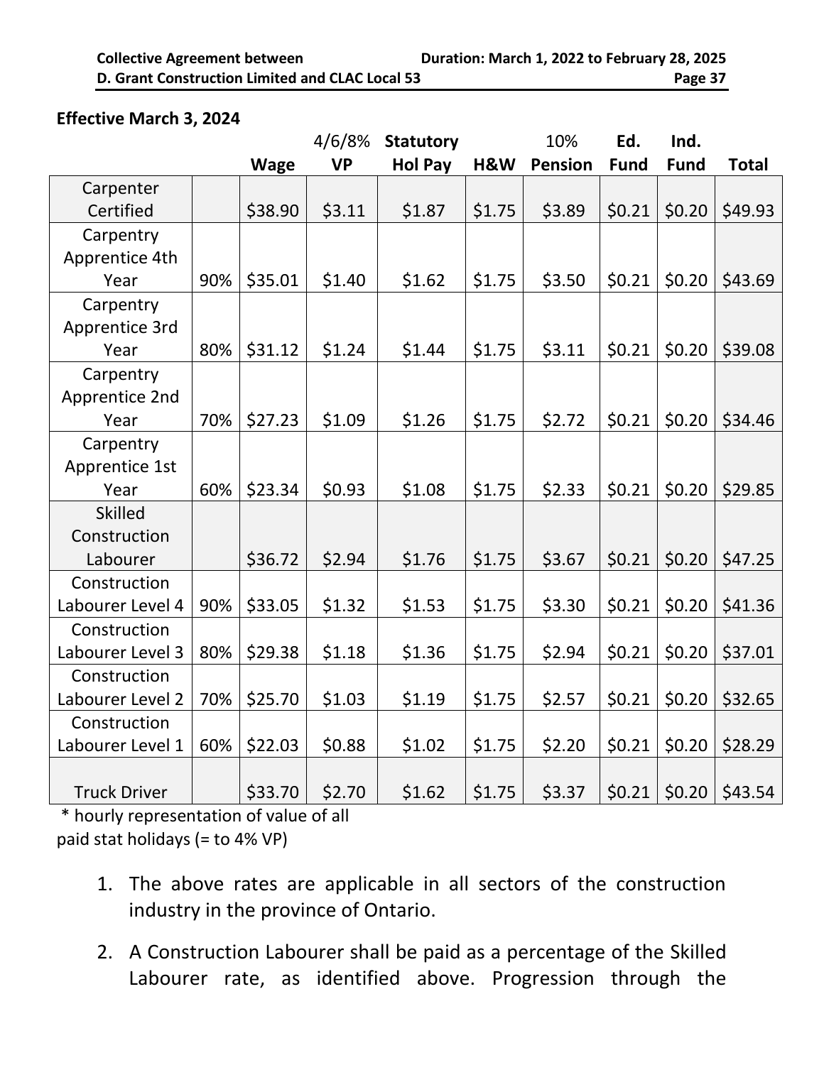**Effective March 3, 2024**

| | | Wage | 4/6/8% VP | Statutory Hol Pay | H&W | 10% Pension | Ed. Fund | Ind. Fund | Total |
|---|---|---|---|---|---|---|---|---|---|
| Carpenter Certified | | $38.90 | $3.11 | $1.87 | $1.75 | $3.89 | $0.21 | $0.20 | $49.93 |
| Carpentry Apprentice 4th Year | 90% | $35.01 | $1.40 | $1.62 | $1.75 | $3.50 | $0.21 | $0.20 | $43.69 |
| Carpentry Apprentice 3rd Year | 80% | $31.12 | $1.24 | $1.44 | $1.75 | $3.11 | $0.21 | $0.20 | $39.08 |
| Carpentry Apprentice 2nd Year | 70% | $27.23 | $1.09 | $1.26 | $1.75 | $2.72 | $0.21 | $0.20 | $34.46 |
| Carpentry Apprentice 1st Year | 60% | $23.34 | $0.93 | $1.08 | $1.75 | $2.33 | $0.21 | $0.20 | $29.85 |
| Skilled Construction Labourer | | $36.72 | $2.94 | $1.76 | $1.75 | $3.67 | $0.21 | $0.20 | $47.25 |
| Construction Labourer Level 4 | 90% | $33.05 | $1.32 | $1.53 | $1.75 | $3.30 | $0.21 | $0.20 | $41.36 |
| Construction Labourer Level 3 | 80% | $29.38 | $1.18 | $1.36 | $1.75 | $2.94 | $0.21 | $0.20 | $37.01 |
| Construction Labourer Level 2 | 70% | $25.70 | $1.03 | $1.19 | $1.75 | $2.57 | $0.21 | $0.20 | $32.65 |
| Construction Labourer Level 1 | 60% | $22.03 | $0.88 | $1.02 | $1.75 | $2.20 | $0.21 | $0.20 | $28.29 |
| Truck Driver | | $33.70 | $2.70 | $1.62 | $1.75 | $3.37 | $0.21 | $0.20 | $43.54 |

\* hourly representation of value of all paid stat holidays (= to 4% VP)

1. The above rates are applicable in all sectors of the construction industry in the province of Ontario.
2. A Construction Labourer shall be paid as a percentage of the Skilled Labourer rate, as identified above. Progression through the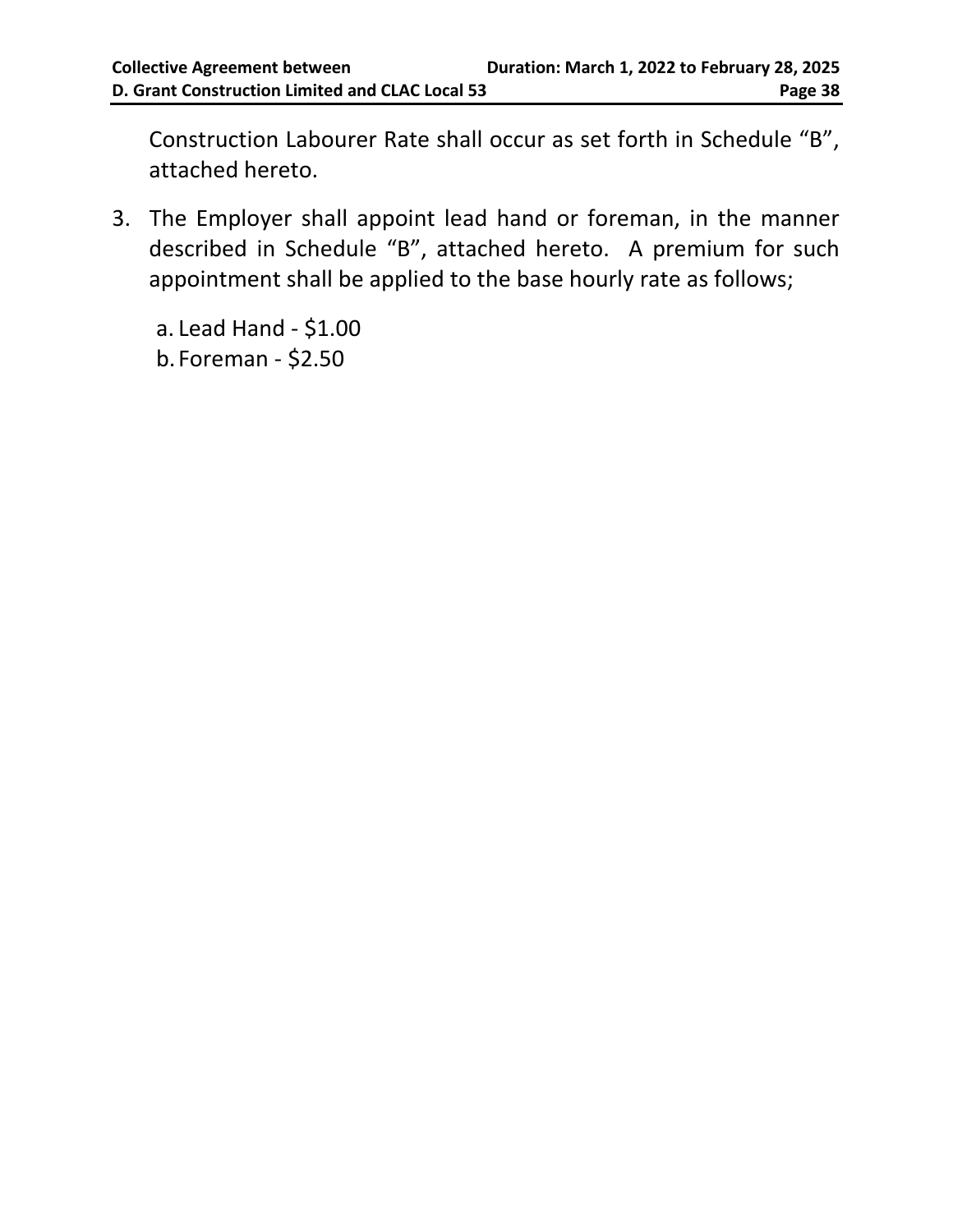Construction Labourer Rate shall occur as set forth in Schedule "B", attached hereto.

3. The Employer shall appoint lead hand or foreman, in the manner described in Schedule "B", attached hereto. A premium for such appointment shall be applied to the base hourly rate as follows;

   a. Lead Hand - $1.00
   b. Foreman - $2.50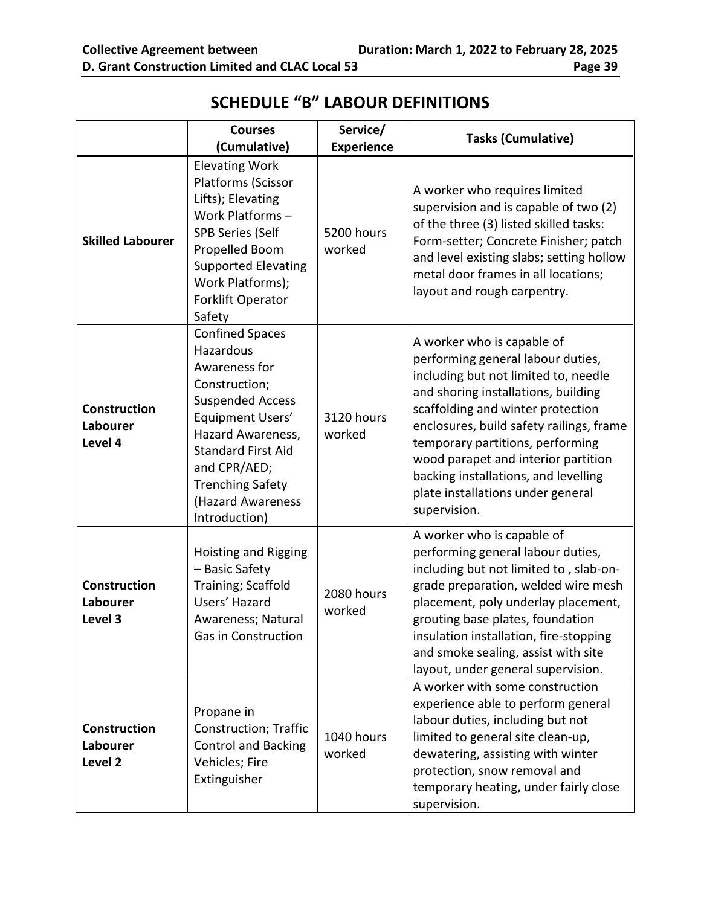## SCHEDULE "B" LABOUR DEFINITIONS

| | Courses (Cumulative) | Service/ Experience | Tasks (Cumulative) |
|---|---|---|---|
| **Skilled Labourer** | Elevating Work Platforms (Scissor Lifts); Elevating Work Platforms – SPB Series (Self Propelled Boom Supported Elevating Work Platforms); Forklift Operator Safety | 5200 hours worked | A worker who requires limited supervision and is capable of two (2) of the three (3) listed skilled tasks: Form-setter; Concrete Finisher; patch and level existing slabs; setting hollow metal door frames in all locations; layout and rough carpentry. |
| **Construction Labourer Level 4** | Confined Spaces Hazardous Awareness for Construction; Suspended Access Equipment Users' Hazard Awareness, Standard First Aid and CPR/AED; Trenching Safety (Hazard Awareness Introduction) | 3120 hours worked | A worker who is capable of performing general labour duties, including but not limited to, needle and shoring installations, building scaffolding and winter protection enclosures, build safety railings, frame temporary partitions, performing wood parapet and interior partition backing installations, and levelling plate installations under general supervision. |
| **Construction Labourer Level 3** | Hoisting and Rigging – Basic Safety Training; Scaffold Users' Hazard Awareness; Natural Gas in Construction | 2080 hours worked | A worker who is capable of performing general labour duties, including but not limited to , slab-on-grade preparation, welded wire mesh placement, poly underlay placement, grouting base plates, foundation insulation installation, fire-stopping and smoke sealing, assist with site layout, under general supervision. |
| **Construction Labourer Level 2** | Propane in Construction; Traffic Control and Backing Vehicles; Fire Extinguisher | 1040 hours worked | A worker with some construction experience able to perform general labour duties, including but not limited to general site clean-up, dewatering, assisting with winter protection, snow removal and temporary heating, under fairly close supervision. |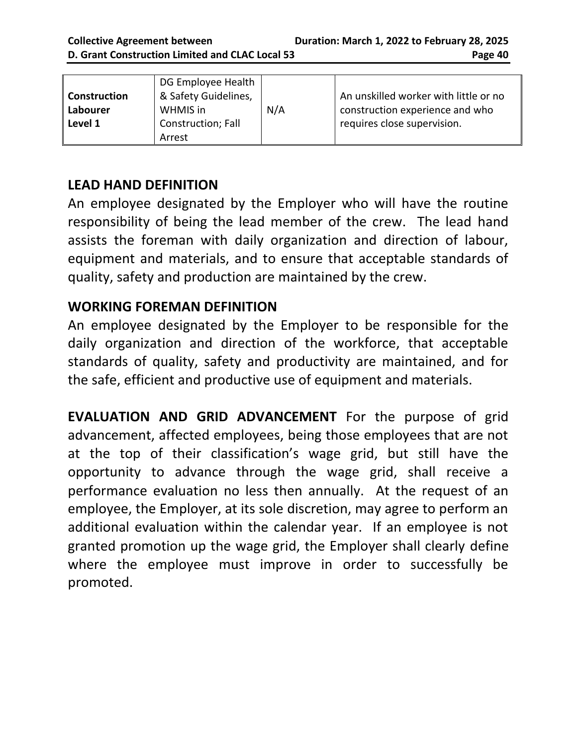| | | | |
|---|---|---|---|
| **Construction Labourer Level 1** | DG Employee Health & Safety Guidelines, WHMIS in Construction; Fall Arrest | N/A | An unskilled worker with little or no construction experience and who requires close supervision. |

## LEAD HAND DEFINITION

An employee designated by the Employer who will have the routine responsibility of being the lead member of the crew. The lead hand assists the foreman with daily organization and direction of labour, equipment and materials, and to ensure that acceptable standards of quality, safety and production are maintained by the crew.

## WORKING FOREMAN DEFINITION

An employee designated by the Employer to be responsible for the daily organization and direction of the workforce, that acceptable standards of quality, safety and productivity are maintained, and for the safe, efficient and productive use of equipment and materials.

**EVALUATION AND GRID ADVANCEMENT** For the purpose of grid advancement, affected employees, being those employees that are not at the top of their classification's wage grid, but still have the opportunity to advance through the wage grid, shall receive a performance evaluation no less then annually. At the request of an employee, the Employer, at its sole discretion, may agree to perform an additional evaluation within the calendar year. If an employee is not granted promotion up the wage grid, the Employer shall clearly define where the employee must improve in order to successfully be promoted.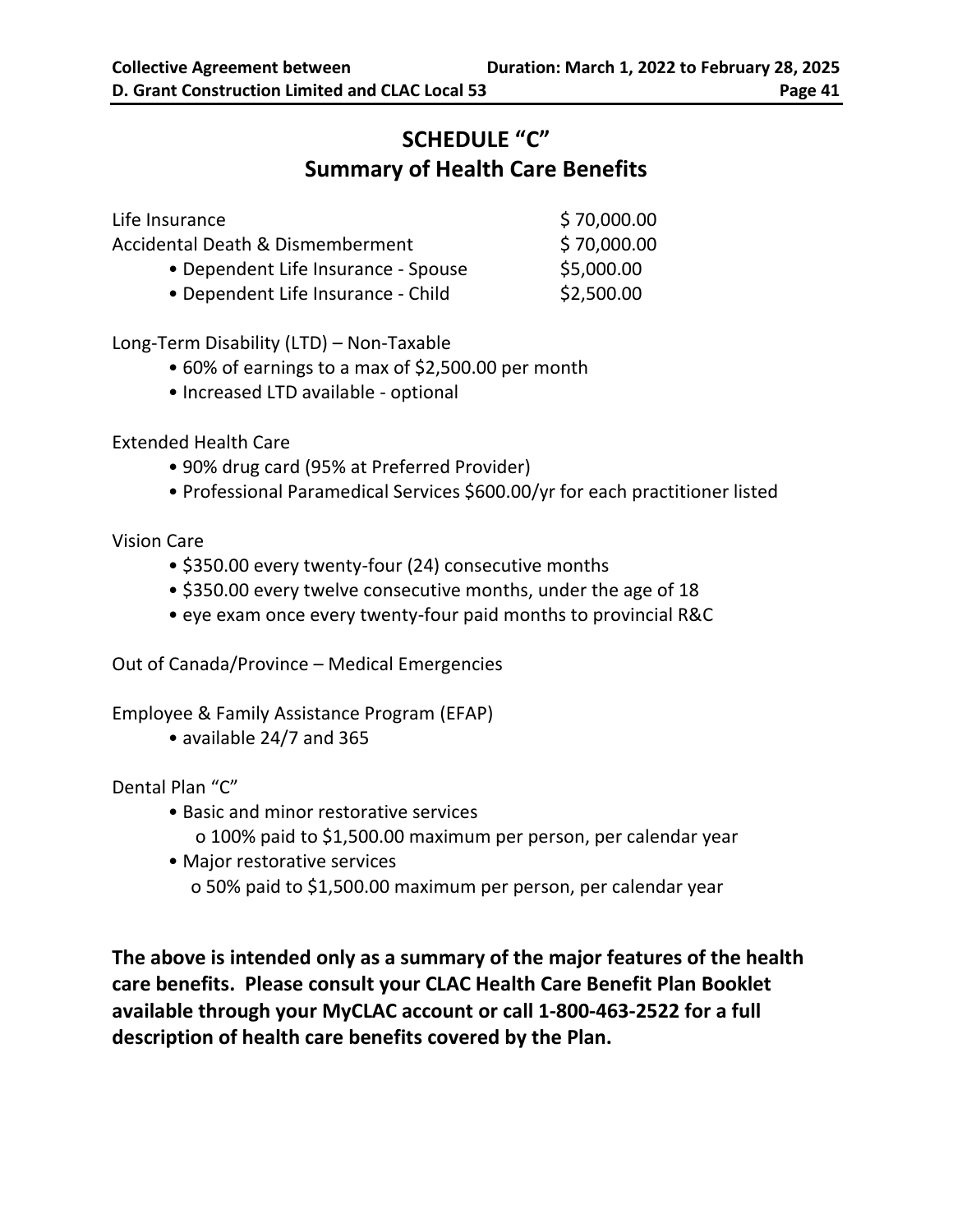# SCHEDULE "C"
## Summary of Health Care Benefits

| | |
|---|---|
| Life Insurance | $ 70,000.00 |
| Accidental Death & Dismemberment | $ 70,000.00 |
| • Dependent Life Insurance - Spouse | $5,000.00 |
| • Dependent Life Insurance - Child | $2,500.00 |

Long-Term Disability (LTD) – Non-Taxable

- 60% of earnings to a max of $2,500.00 per month
- Increased LTD available - optional

Extended Health Care

- 90% drug card (95% at Preferred Provider)
- Professional Paramedical Services $600.00/yr for each practitioner listed

Vision Care

- $350.00 every twenty-four (24) consecutive months
- $350.00 every twelve consecutive months, under the age of 18
- eye exam once every twenty-four paid months to provincial R&C

Out of Canada/Province – Medical Emergencies

Employee & Family Assistance Program (EFAP)

- available 24/7 and 365

Dental Plan "C"

- Basic and minor restorative services
  - o 100% paid to $1,500.00 maximum per person, per calendar year
- Major restorative services
  - o 50% paid to $1,500.00 maximum per person, per calendar year

**The above is intended only as a summary of the major features of the health care benefits. Please consult your CLAC Health Care Benefit Plan Booklet available through your MyCLAC account or call 1-800-463-2522 for a full description of health care benefits covered by the Plan.**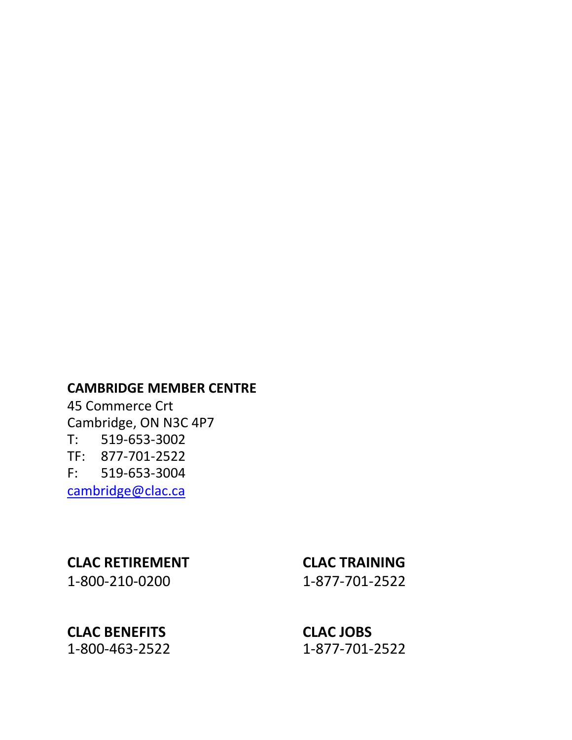**CAMBRIDGE MEMBER CENTRE**
45 Commerce Crt
Cambridge, ON N3C 4P7
T: 519-653-3002
TF: 877-701-2522
F: 519-653-3004
cambridge@clac.ca

**CLAC RETIREMENT**
1-800-210-0200

**CLAC TRAINING**
1-877-701-2522

**CLAC BENEFITS**
1-800-463-2522

**CLAC JOBS**
1-877-701-2522